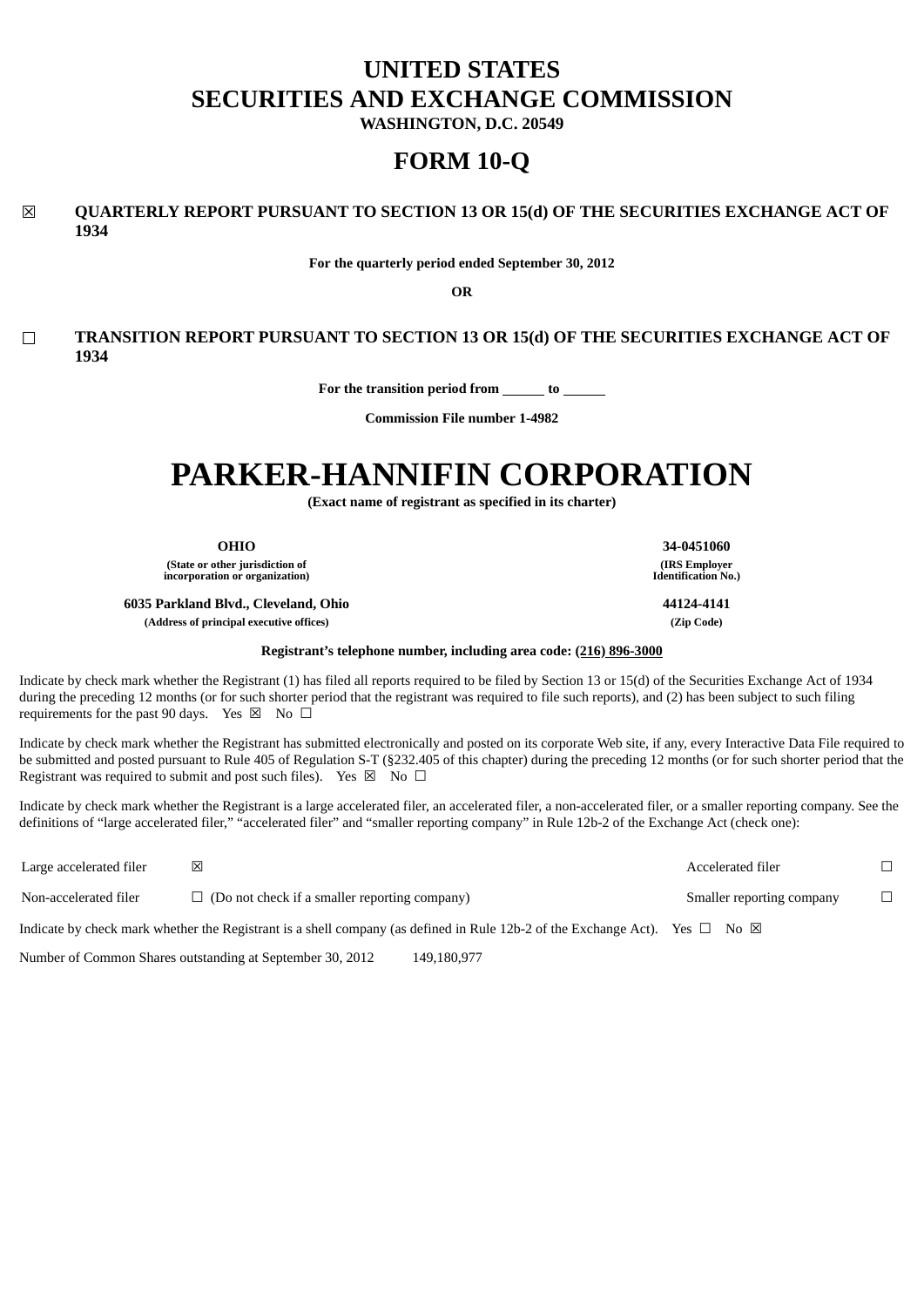# UNITED STATES
# SECURITIES AND EXCHANGE COMMISSION
**WASHINGTON, D.C. 20549**

# FORM 10-Q

☒ **QUARTERLY REPORT PURSUANT TO SECTION 13 OR 15(d) OF THE SECURITIES EXCHANGE ACT OF 1934**

**For the quarterly period ended September 30, 2012**

**OR**

☐ **TRANSITION REPORT PURSUANT TO SECTION 13 OR 15(d) OF THE SECURITIES EXCHANGE ACT OF 1934**

**For the transition period from ______ to ______**

**Commission File number 1-4982**

# PARKER-HANNIFIN CORPORATION

**(Exact name of registrant as specified in its charter)**

| **OHIO** | **34-0451060** |
|---|---|
| **(State or other jurisdiction of incorporation or organization)** | **(IRS Employer Identification No.)** |
| **6035 Parkland Blvd., Cleveland, Ohio** | **44124-4141** |
| **(Address of principal executive offices)** | **(Zip Code)** |

**Registrant's telephone number, including area code: (216) 896-3000**

Indicate by check mark whether the Registrant (1) has filed all reports required to be filed by Section 13 or 15(d) of the Securities Exchange Act of 1934 during the preceding 12 months (or for such shorter period that the registrant was required to file such reports), and (2) has been subject to such filing requirements for the past 90 days. Yes ☒ No ☐

Indicate by check mark whether the Registrant has submitted electronically and posted on its corporate Web site, if any, every Interactive Data File required to be submitted and posted pursuant to Rule 405 of Regulation S-T (§232.405 of this chapter) during the preceding 12 months (or for such shorter period that the Registrant was required to submit and post such files). Yes ☒ No ☐

Indicate by check mark whether the Registrant is a large accelerated filer, an accelerated filer, a non-accelerated filer, or a smaller reporting company. See the definitions of "large accelerated filer," "accelerated filer" and "smaller reporting company" in Rule 12b-2 of the Exchange Act (check one):

| | | | |
|---|---|---|---|
| Large accelerated filer | ☒ | Accelerated filer | ☐ |
| Non-accelerated filer | ☐ (Do not check if a smaller reporting company) | Smaller reporting company | ☐ |

Indicate by check mark whether the Registrant is a shell company (as defined in Rule 12b-2 of the Exchange Act). Yes ☐ No ☒

Number of Common Shares outstanding at September 30, 2012 149,180,977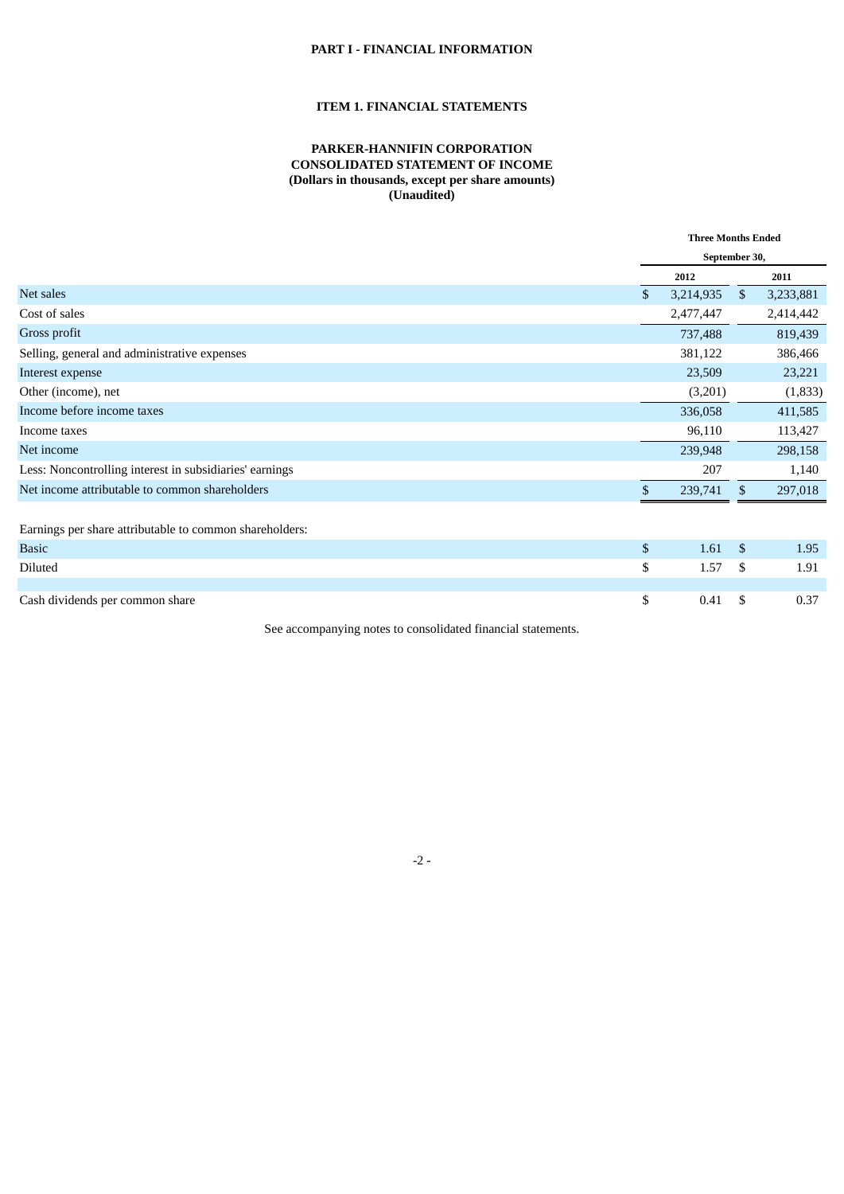**PART I - FINANCIAL INFORMATION**

**ITEM 1. FINANCIAL STATEMENTS**

**PARKER-HANNIFIN CORPORATION**
**CONSOLIDATED STATEMENT OF INCOME**
**(Dollars in thousands, except per share amounts)**
**(Unaudited)**

| | Three Months Ended September 30, | |
|---|---|---|
| | 2012 | 2011 |
| Net sales | $ 3,214,935 | $ 3,233,881 |
| Cost of sales | 2,477,447 | 2,414,442 |
| Gross profit | 737,488 | 819,439 |
| Selling, general and administrative expenses | 381,122 | 386,466 |
| Interest expense | 23,509 | 23,221 |
| Other (income), net | (3,201) | (1,833) |
| Income before income taxes | 336,058 | 411,585 |
| Income taxes | 96,110 | 113,427 |
| Net income | 239,948 | 298,158 |
| Less: Noncontrolling interest in subsidiaries' earnings | 207 | 1,140 |
| Net income attributable to common shareholders | $ 239,741 | $ 297,018 |
| | | |
| Earnings per share attributable to common shareholders: | | |
| Basic | $ 1.61 | $ 1.95 |
| Diluted | $ 1.57 | $ 1.91 |
| | | |
| Cash dividends per common share | $ 0.41 | $ 0.37 |

See accompanying notes to consolidated financial statements.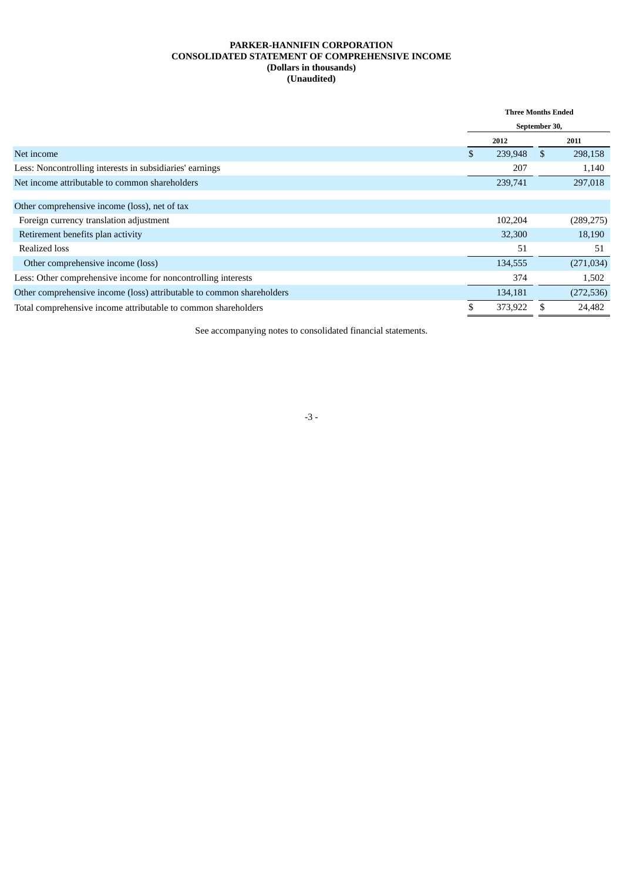**PARKER-HANNIFIN CORPORATION**
**CONSOLIDATED STATEMENT OF COMPREHENSIVE INCOME**
**(Dollars in thousands)**
**(Unaudited)**

| | Three Months Ended September 30, | |
|---|---|---|
| | **2012** | **2011** |
| Net income | $ 239,948 | $ 298,158 |
| Less: Noncontrolling interests in subsidiaries' earnings | 207 | 1,140 |
| Net income attributable to common shareholders | 239,741 | 297,018 |
| | | |
| Other comprehensive income (loss), net of tax | | |
| Foreign currency translation adjustment | 102,204 | (289,275) |
| Retirement benefits plan activity | 32,300 | 18,190 |
| Realized loss | 51 | 51 |
| Other comprehensive income (loss) | 134,555 | (271,034) |
| Less: Other comprehensive income for noncontrolling interests | 374 | 1,502 |
| Other comprehensive income (loss) attributable to common shareholders | 134,181 | (272,536) |
| Total comprehensive income attributable to common shareholders | $ 373,922 | $ 24,482 |

See accompanying notes to consolidated financial statements.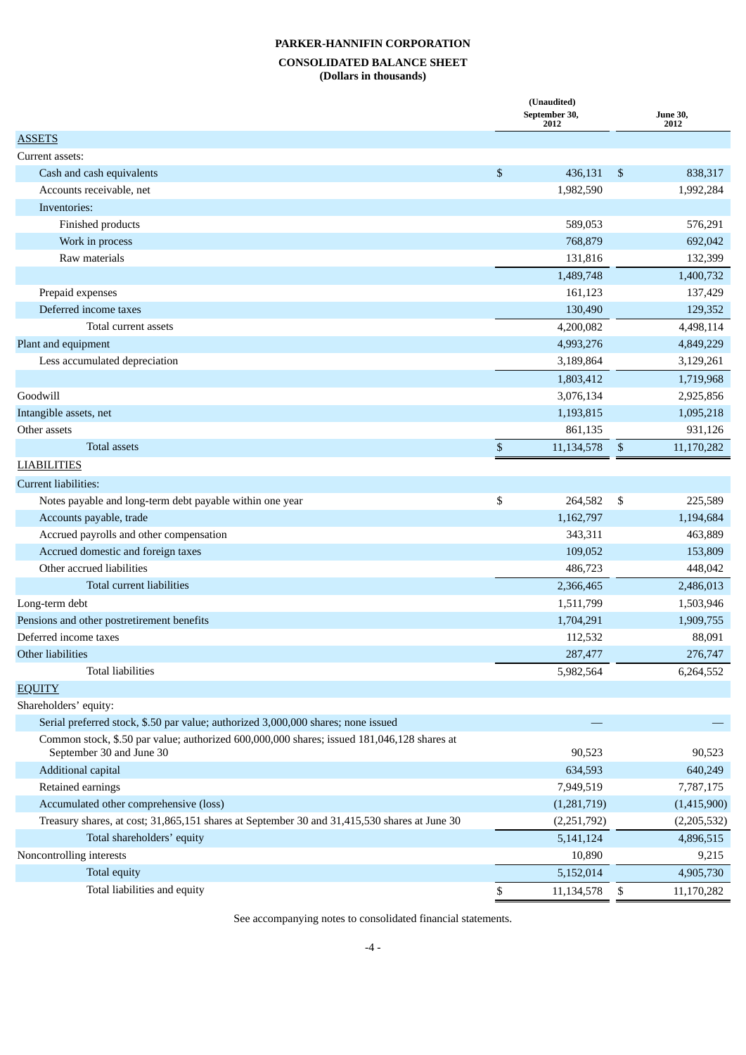**PARKER-HANNIFIN CORPORATION**

**CONSOLIDATED BALANCE SHEET**
**(Dollars in thousands)**

| | (Unaudited) September 30, 2012 | June 30, 2012 |
|---|---|---|
| ASSETS | | |
| Current assets: | | |
| Cash and cash equivalents | $ 436,131 | $ 838,317 |
| Accounts receivable, net | 1,982,590 | 1,992,284 |
| Inventories: | | |
| Finished products | 589,053 | 576,291 |
| Work in process | 768,879 | 692,042 |
| Raw materials | 131,816 | 132,399 |
| | 1,489,748 | 1,400,732 |
| Prepaid expenses | 161,123 | 137,429 |
| Deferred income taxes | 130,490 | 129,352 |
| Total current assets | 4,200,082 | 4,498,114 |
| Plant and equipment | 4,993,276 | 4,849,229 |
| Less accumulated depreciation | 3,189,864 | 3,129,261 |
| | 1,803,412 | 1,719,968 |
| Goodwill | 3,076,134 | 2,925,856 |
| Intangible assets, net | 1,193,815 | 1,095,218 |
| Other assets | 861,135 | 931,126 |
| Total assets | $ 11,134,578 | $ 11,170,282 |
| LIABILITIES | | |
| Current liabilities: | | |
| Notes payable and long-term debt payable within one year | $ 264,582 | $ 225,589 |
| Accounts payable, trade | 1,162,797 | 1,194,684 |
| Accrued payrolls and other compensation | 343,311 | 463,889 |
| Accrued domestic and foreign taxes | 109,052 | 153,809 |
| Other accrued liabilities | 486,723 | 448,042 |
| Total current liabilities | 2,366,465 | 2,486,013 |
| Long-term debt | 1,511,799 | 1,503,946 |
| Pensions and other postretirement benefits | 1,704,291 | 1,909,755 |
| Deferred income taxes | 112,532 | 88,091 |
| Other liabilities | 287,477 | 276,747 |
| Total liabilities | 5,982,564 | 6,264,552 |
| EQUITY | | |
| Shareholders' equity: | | |
| Serial preferred stock, $.50 par value; authorized 3,000,000 shares; none issued | — | — |
| Common stock, $.50 par value; authorized 600,000,000 shares; issued 181,046,128 shares at September 30 and June 30 | 90,523 | 90,523 |
| Additional capital | 634,593 | 640,249 |
| Retained earnings | 7,949,519 | 7,787,175 |
| Accumulated other comprehensive (loss) | (1,281,719) | (1,415,900) |
| Treasury shares, at cost; 31,865,151 shares at September 30 and 31,415,530 shares at June 30 | (2,251,792) | (2,205,532) |
| Total shareholders' equity | 5,141,124 | 4,896,515 |
| Noncontrolling interests | 10,890 | 9,215 |
| Total equity | 5,152,014 | 4,905,730 |
| Total liabilities and equity | $ 11,134,578 | $ 11,170,282 |

See accompanying notes to consolidated financial statements.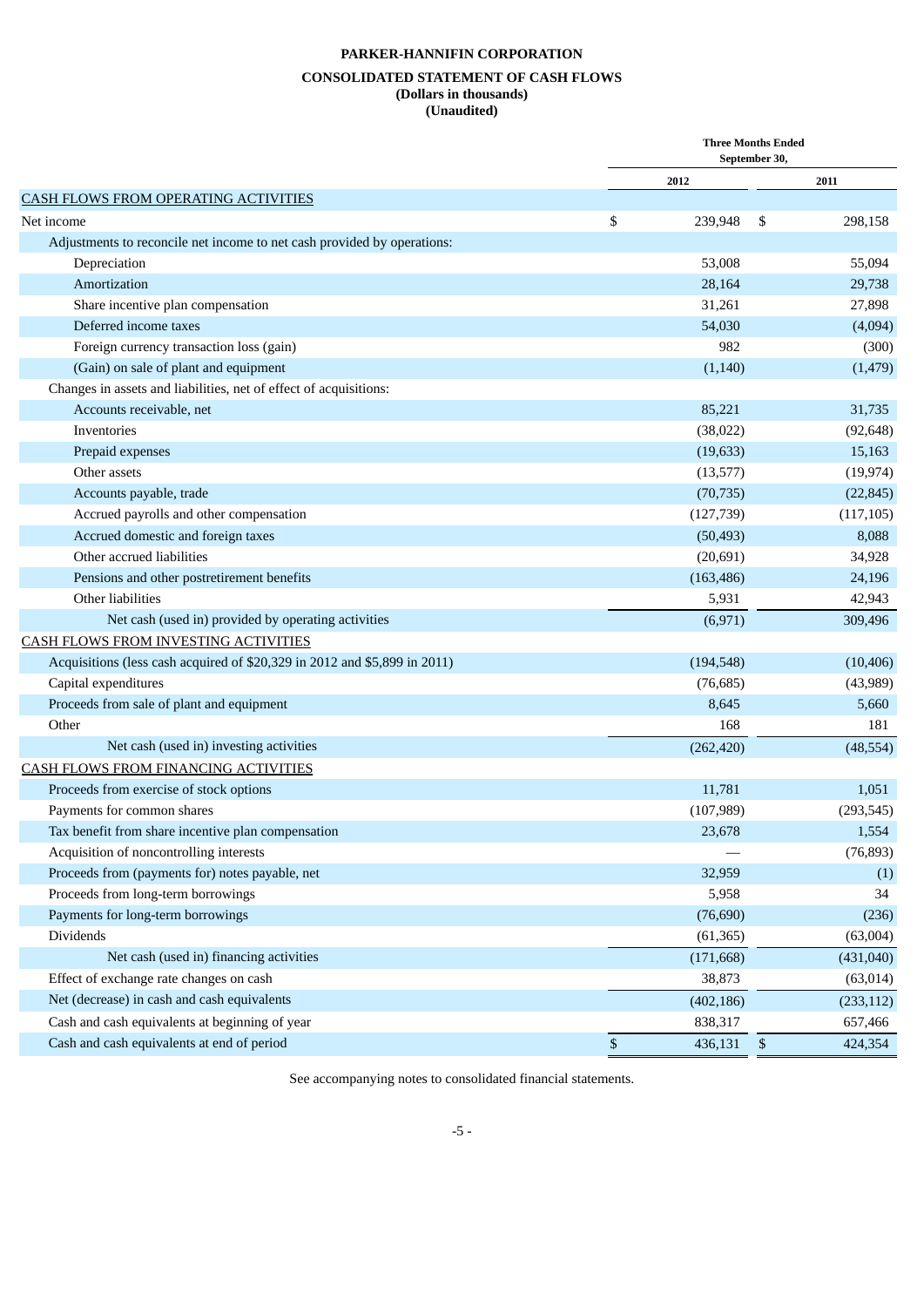# PARKER-HANNIFIN CORPORATION

## CONSOLIDATED STATEMENT OF CASH FLOWS
**(Dollars in thousands)**
**(Unaudited)**

| | Three Months Ended September 30, | |
|---|---|---|
| | 2012 | 2011 |
| CASH FLOWS FROM OPERATING ACTIVITIES | | |
| Net income | $ 239,948 | $ 298,158 |
| Adjustments to reconcile net income to net cash provided by operations: | | |
| Depreciation | 53,008 | 55,094 |
| Amortization | 28,164 | 29,738 |
| Share incentive plan compensation | 31,261 | 27,898 |
| Deferred income taxes | 54,030 | (4,094) |
| Foreign currency transaction loss (gain) | 982 | (300) |
| (Gain) on sale of plant and equipment | (1,140) | (1,479) |
| Changes in assets and liabilities, net of effect of acquisitions: | | |
| Accounts receivable, net | 85,221 | 31,735 |
| Inventories | (38,022) | (92,648) |
| Prepaid expenses | (19,633) | 15,163 |
| Other assets | (13,577) | (19,974) |
| Accounts payable, trade | (70,735) | (22,845) |
| Accrued payrolls and other compensation | (127,739) | (117,105) |
| Accrued domestic and foreign taxes | (50,493) | 8,088 |
| Other accrued liabilities | (20,691) | 34,928 |
| Pensions and other postretirement benefits | (163,486) | 24,196 |
| Other liabilities | 5,931 | 42,943 |
| Net cash (used in) provided by operating activities | (6,971) | 309,496 |
| CASH FLOWS FROM INVESTING ACTIVITIES | | |
| Acquisitions (less cash acquired of $20,329 in 2012 and $5,899 in 2011) | (194,548) | (10,406) |
| Capital expenditures | (76,685) | (43,989) |
| Proceeds from sale of plant and equipment | 8,645 | 5,660 |
| Other | 168 | 181 |
| Net cash (used in) investing activities | (262,420) | (48,554) |
| CASH FLOWS FROM FINANCING ACTIVITIES | | |
| Proceeds from exercise of stock options | 11,781 | 1,051 |
| Payments for common shares | (107,989) | (293,545) |
| Tax benefit from share incentive plan compensation | 23,678 | 1,554 |
| Acquisition of noncontrolling interests | — | (76,893) |
| Proceeds from (payments for) notes payable, net | 32,959 | (1) |
| Proceeds from long-term borrowings | 5,958 | 34 |
| Payments for long-term borrowings | (76,690) | (236) |
| Dividends | (61,365) | (63,004) |
| Net cash (used in) financing activities | (171,668) | (431,040) |
| Effect of exchange rate changes on cash | 38,873 | (63,014) |
| Net (decrease) in cash and cash equivalents | (402,186) | (233,112) |
| Cash and cash equivalents at beginning of year | 838,317 | 657,466 |
| Cash and cash equivalents at end of period | $ 436,131 | $ 424,354 |

See accompanying notes to consolidated financial statements.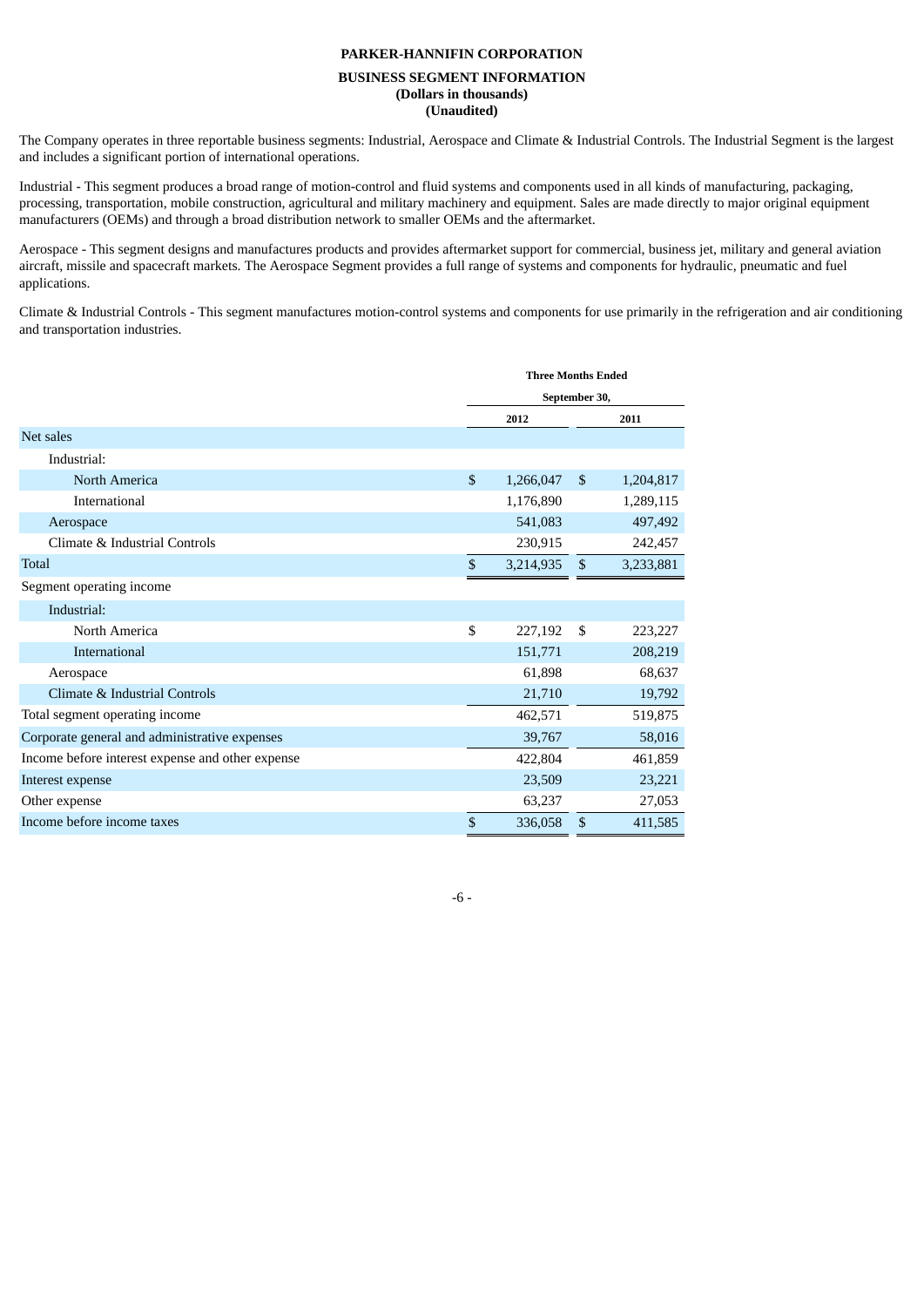**PARKER-HANNIFIN CORPORATION**

**BUSINESS SEGMENT INFORMATION**
**(Dollars in thousands)**
**(Unaudited)**

The Company operates in three reportable business segments: Industrial, Aerospace and Climate & Industrial Controls. The Industrial Segment is the largest and includes a significant portion of international operations.

Industrial - This segment produces a broad range of motion-control and fluid systems and components used in all kinds of manufacturing, packaging, processing, transportation, mobile construction, agricultural and military machinery and equipment. Sales are made directly to major original equipment manufacturers (OEMs) and through a broad distribution network to smaller OEMs and the aftermarket.

Aerospace - This segment designs and manufactures products and provides aftermarket support for commercial, business jet, military and general aviation aircraft, missile and spacecraft markets. The Aerospace Segment provides a full range of systems and components for hydraulic, pneumatic and fuel applications.

Climate & Industrial Controls - This segment manufactures motion-control systems and components for use primarily in the refrigeration and air conditioning and transportation industries.

| | Three Months Ended September 30, | |
|---|---|---|
| | 2012 | 2011 |
| Net sales | | |
| Industrial: | | |
| North America | $ 1,266,047 | $ 1,204,817 |
| International | 1,176,890 | 1,289,115 |
| Aerospace | 541,083 | 497,492 |
| Climate & Industrial Controls | 230,915 | 242,457 |
| Total | $ 3,214,935 | $ 3,233,881 |
| Segment operating income | | |
| Industrial: | | |
| North America | $ 227,192 | $ 223,227 |
| International | 151,771 | 208,219 |
| Aerospace | 61,898 | 68,637 |
| Climate & Industrial Controls | 21,710 | 19,792 |
| Total segment operating income | 462,571 | 519,875 |
| Corporate general and administrative expenses | 39,767 | 58,016 |
| Income before interest expense and other expense | 422,804 | 461,859 |
| Interest expense | 23,509 | 23,221 |
| Other expense | 63,237 | 27,053 |
| Income before income taxes | $ 336,058 | $ 411,585 |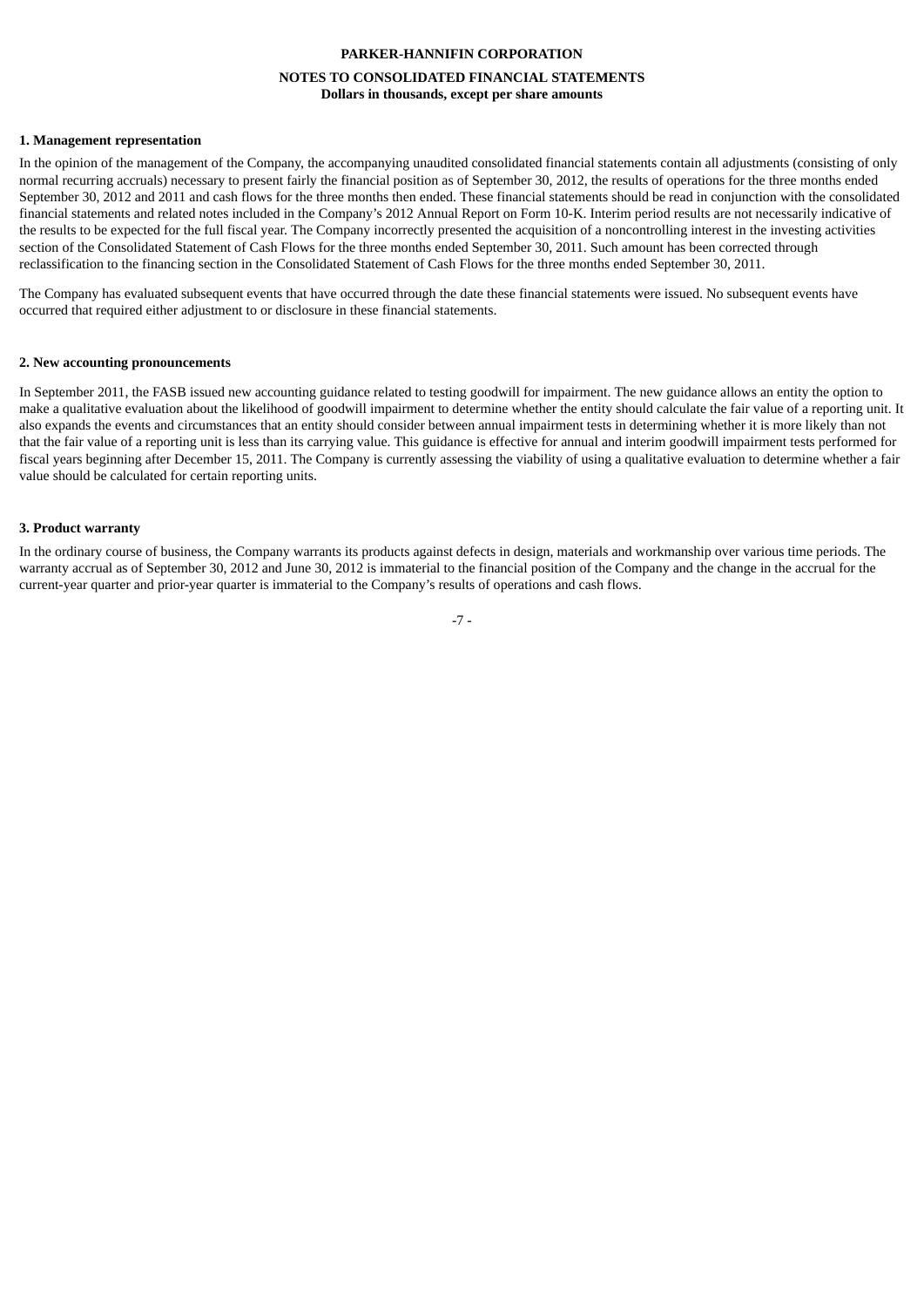PARKER-HANNIFIN CORPORATION

NOTES TO CONSOLIDATED FINANCIAL STATEMENTS
Dollars in thousands, except per share amounts

**1. Management representation**

In the opinion of the management of the Company, the accompanying unaudited consolidated financial statements contain all adjustments (consisting of only normal recurring accruals) necessary to present fairly the financial position as of September 30, 2012, the results of operations for the three months ended September 30, 2012 and 2011 and cash flows for the three months then ended. These financial statements should be read in conjunction with the consolidated financial statements and related notes included in the Company's 2012 Annual Report on Form 10-K. Interim period results are not necessarily indicative of the results to be expected for the full fiscal year. The Company incorrectly presented the acquisition of a noncontrolling interest in the investing activities section of the Consolidated Statement of Cash Flows for the three months ended September 30, 2011. Such amount has been corrected through reclassification to the financing section in the Consolidated Statement of Cash Flows for the three months ended September 30, 2011.

The Company has evaluated subsequent events that have occurred through the date these financial statements were issued. No subsequent events have occurred that required either adjustment to or disclosure in these financial statements.

**2. New accounting pronouncements**

In September 2011, the FASB issued new accounting guidance related to testing goodwill for impairment. The new guidance allows an entity the option to make a qualitative evaluation about the likelihood of goodwill impairment to determine whether the entity should calculate the fair value of a reporting unit. It also expands the events and circumstances that an entity should consider between annual impairment tests in determining whether it is more likely than not that the fair value of a reporting unit is less than its carrying value. This guidance is effective for annual and interim goodwill impairment tests performed for fiscal years beginning after December 15, 2011. The Company is currently assessing the viability of using a qualitative evaluation to determine whether a fair value should be calculated for certain reporting units.

**3. Product warranty**

In the ordinary course of business, the Company warrants its products against defects in design, materials and workmanship over various time periods. The warranty accrual as of September 30, 2012 and June 30, 2012 is immaterial to the financial position of the Company and the change in the accrual for the current-year quarter and prior-year quarter is immaterial to the Company's results of operations and cash flows.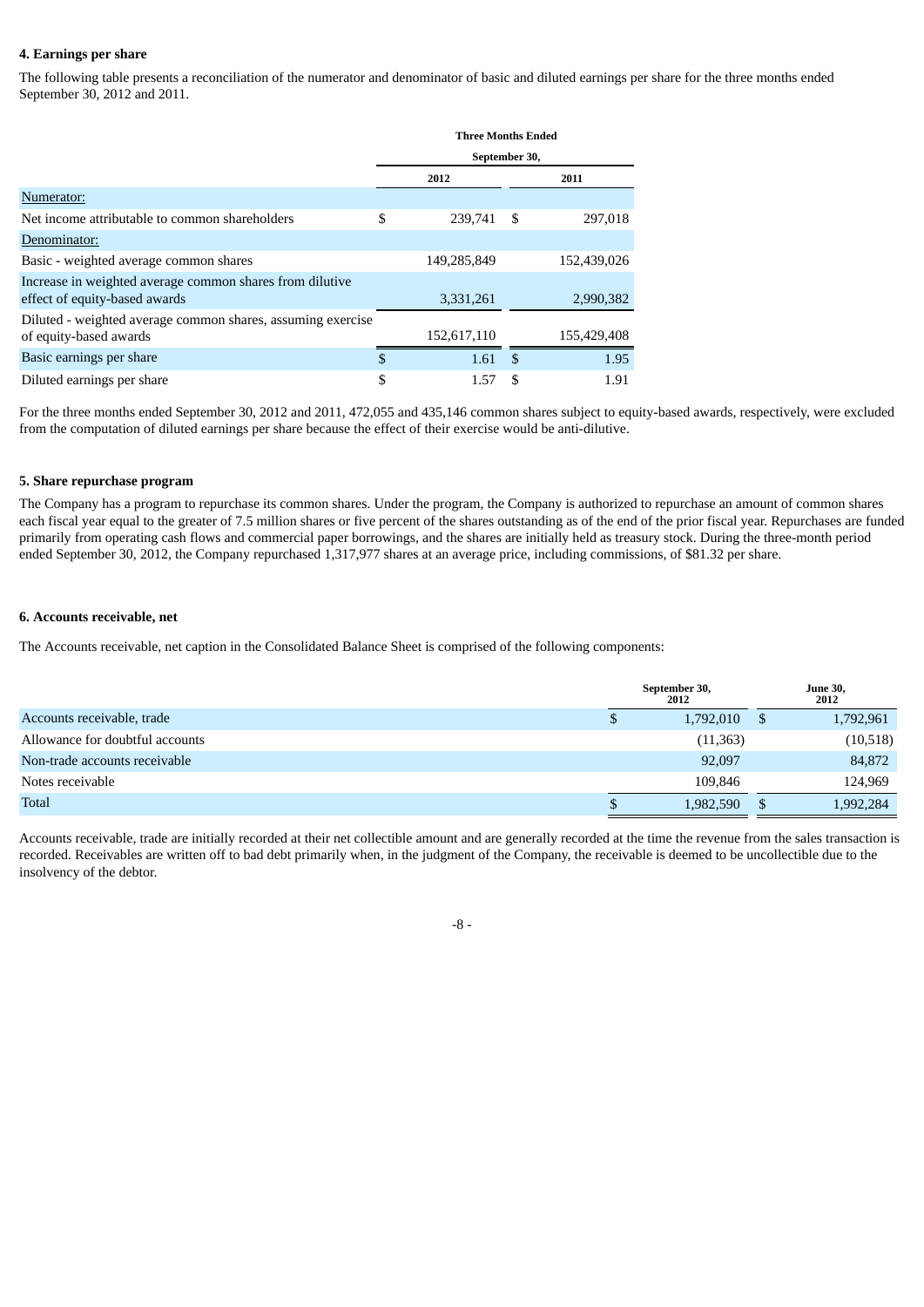### 4. Earnings per share

The following table presents a reconciliation of the numerator and denominator of basic and diluted earnings per share for the three months ended September 30, 2012 and 2011.

| | Three Months Ended September 30, | |
|---|---|---|
| | 2012 | 2011 |
| Numerator: | | |
| Net income attributable to common shareholders | $ 239,741 | $ 297,018 |
| Denominator: | | |
| Basic - weighted average common shares | 149,285,849 | 152,439,026 |
| Increase in weighted average common shares from dilutive effect of equity-based awards | 3,331,261 | 2,990,382 |
| Diluted - weighted average common shares, assuming exercise of equity-based awards | 152,617,110 | 155,429,408 |
| Basic earnings per share | $ 1.61 | $ 1.95 |
| Diluted earnings per share | $ 1.57 | $ 1.91 |

For the three months ended September 30, 2012 and 2011, 472,055 and 435,146 common shares subject to equity-based awards, respectively, were excluded from the computation of diluted earnings per share because the effect of their exercise would be anti-dilutive.

### 5. Share repurchase program

The Company has a program to repurchase its common shares. Under the program, the Company is authorized to repurchase an amount of common shares each fiscal year equal to the greater of 7.5 million shares or five percent of the shares outstanding as of the end of the prior fiscal year. Repurchases are funded primarily from operating cash flows and commercial paper borrowings, and the shares are initially held as treasury stock. During the three-month period ended September 30, 2012, the Company repurchased 1,317,977 shares at an average price, including commissions, of $81.32 per share.

### 6. Accounts receivable, net

The Accounts receivable, net caption in the Consolidated Balance Sheet is comprised of the following components:

| | September 30, 2012 | June 30, 2012 |
|---|---|---|
| Accounts receivable, trade | $ 1,792,010 | $ 1,792,961 |
| Allowance for doubtful accounts | (11,363) | (10,518) |
| Non-trade accounts receivable | 92,097 | 84,872 |
| Notes receivable | 109,846 | 124,969 |
| Total | $ 1,982,590 | $ 1,992,284 |

Accounts receivable, trade are initially recorded at their net collectible amount and are generally recorded at the time the revenue from the sales transaction is recorded. Receivables are written off to bad debt primarily when, in the judgment of the Company, the receivable is deemed to be uncollectible due to the insolvency of the debtor.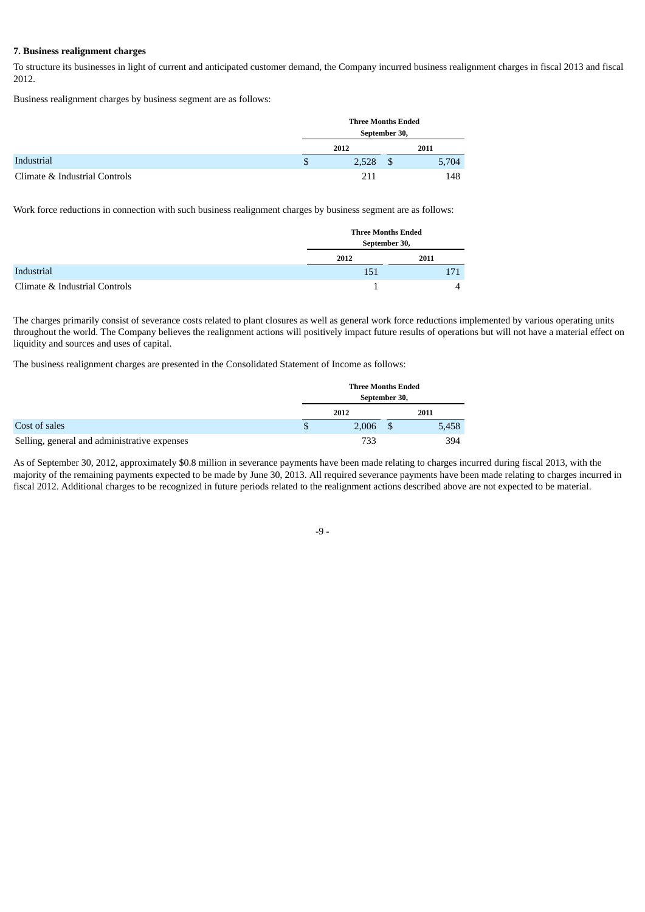### 7. Business realignment charges

To structure its businesses in light of current and anticipated customer demand, the Company incurred business realignment charges in fiscal 2013 and fiscal 2012.

Business realignment charges by business segment are as follows:

| | Three Months Ended September 30, | |
|---|---|---|
| | 2012 | 2011 |
| Industrial | $ 2,528 | $ 5,704 |
| Climate & Industrial Controls | 211 | 148 |

Work force reductions in connection with such business realignment charges by business segment are as follows:

| | Three Months Ended September 30, | |
|---|---|---|
| | 2012 | 2011 |
| Industrial | 151 | 171 |
| Climate & Industrial Controls | 1 | 4 |

The charges primarily consist of severance costs related to plant closures as well as general work force reductions implemented by various operating units throughout the world. The Company believes the realignment actions will positively impact future results of operations but will not have a material effect on liquidity and sources and uses of capital.

The business realignment charges are presented in the Consolidated Statement of Income as follows:

| | Three Months Ended September 30, | |
|---|---|---|
| | 2012 | 2011 |
| Cost of sales | $ 2,006 | $ 5,458 |
| Selling, general and administrative expenses | 733 | 394 |

As of September 30, 2012, approximately $0.8 million in severance payments have been made relating to charges incurred during fiscal 2013, with the majority of the remaining payments expected to be made by June 30, 2013. All required severance payments have been made relating to charges incurred in fiscal 2012. Additional charges to be recognized in future periods related to the realignment actions described above are not expected to be material.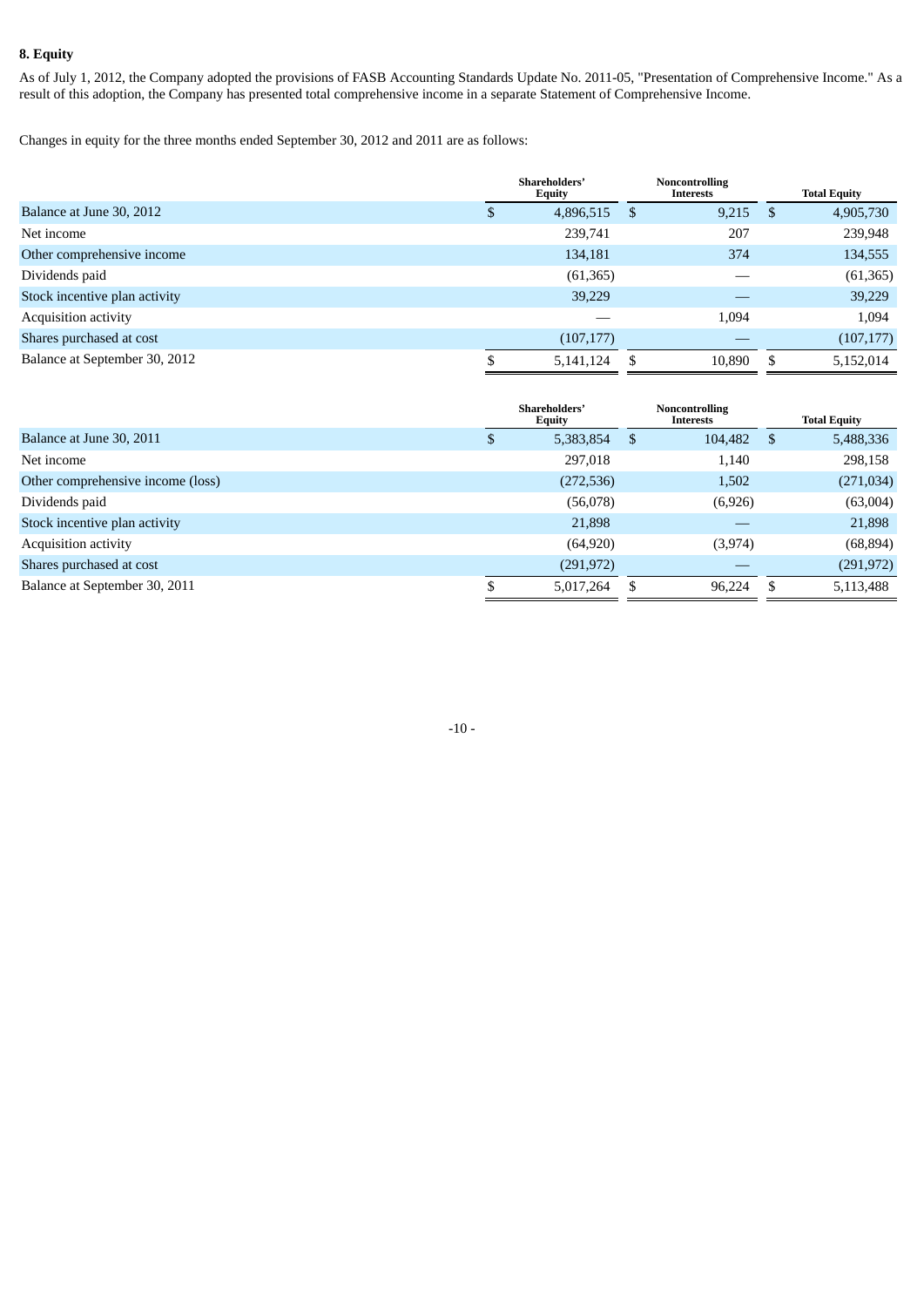## 8. Equity

As of July 1, 2012, the Company adopted the provisions of FASB Accounting Standards Update No. 2011-05, "Presentation of Comprehensive Income." As a result of this adoption, the Company has presented total comprehensive income in a separate Statement of Comprehensive Income.

Changes in equity for the three months ended September 30, 2012 and 2011 are as follows:

| | Shareholders' Equity | Noncontrolling Interests | Total Equity |
|---|---|---|---|
| Balance at June 30, 2012 | $ 4,896,515 | $ 9,215 | $ 4,905,730 |
| Net income | 239,741 | 207 | 239,948 |
| Other comprehensive income | 134,181 | 374 | 134,555 |
| Dividends paid | (61,365) | — | (61,365) |
| Stock incentive plan activity | 39,229 | — | 39,229 |
| Acquisition activity | — | 1,094 | 1,094 |
| Shares purchased at cost | (107,177) | — | (107,177) |
| Balance at September 30, 2012 | $ 5,141,124 | $ 10,890 | $ 5,152,014 |

| | Shareholders' Equity | Noncontrolling Interests | Total Equity |
|---|---|---|---|
| Balance at June 30, 2011 | $ 5,383,854 | $ 104,482 | $ 5,488,336 |
| Net income | 297,018 | 1,140 | 298,158 |
| Other comprehensive income (loss) | (272,536) | 1,502 | (271,034) |
| Dividends paid | (56,078) | (6,926) | (63,004) |
| Stock incentive plan activity | 21,898 | — | 21,898 |
| Acquisition activity | (64,920) | (3,974) | (68,894) |
| Shares purchased at cost | (291,972) | — | (291,972) |
| Balance at September 30, 2011 | $ 5,017,264 | $ 96,224 | $ 5,113,488 |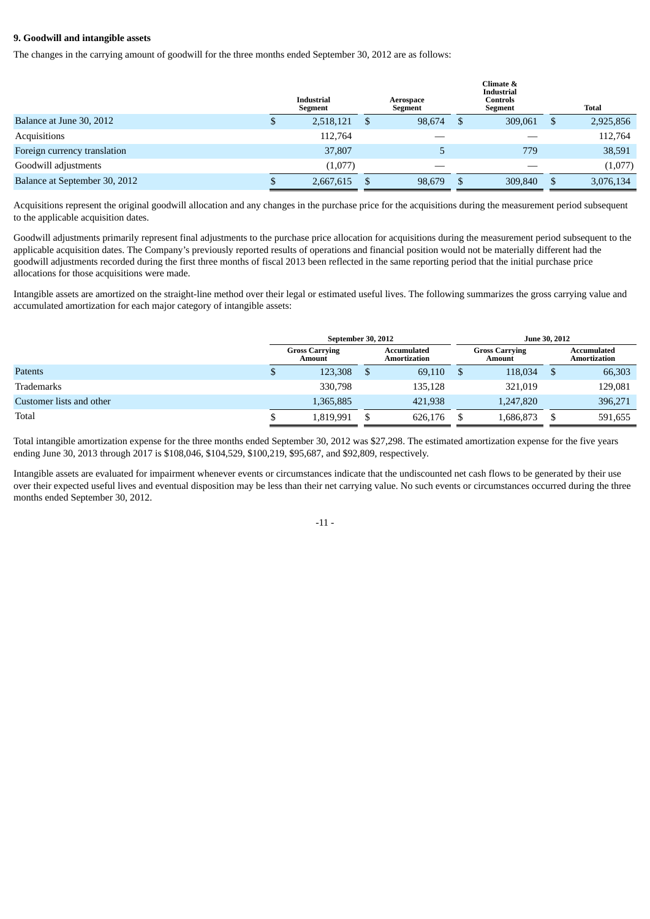### 9. Goodwill and intangible assets

The changes in the carrying amount of goodwill for the three months ended September 30, 2012 are as follows:

| | Industrial Segment | Aerospace Segment | Climate & Industrial Controls Segment | Total |
|---|---|---|---|---|
| Balance at June 30, 2012 | $ 2,518,121 | $ 98,674 | $ 309,061 | $ 2,925,856 |
| Acquisitions | 112,764 | — | — | 112,764 |
| Foreign currency translation | 37,807 | 5 | 779 | 38,591 |
| Goodwill adjustments | (1,077) | — | — | (1,077) |
| Balance at September 30, 2012 | $ 2,667,615 | $ 98,679 | $ 309,840 | $ 3,076,134 |

Acquisitions represent the original goodwill allocation and any changes in the purchase price for the acquisitions during the measurement period subsequent to the applicable acquisition dates.

Goodwill adjustments primarily represent final adjustments to the purchase price allocation for acquisitions during the measurement period subsequent to the applicable acquisition dates. The Company's previously reported results of operations and financial position would not be materially different had the goodwill adjustments recorded during the first three months of fiscal 2013 been reflected in the same reporting period that the initial purchase price allocations for those acquisitions were made.

Intangible assets are amortized on the straight-line method over their legal or estimated useful lives. The following summarizes the gross carrying value and accumulated amortization for each major category of intangible assets:

| | September 30, 2012 | | June 30, 2012 | |
|---|---|---|---|---|
| | Gross Carrying Amount | Accumulated Amortization | Gross Carrying Amount | Accumulated Amortization |
| Patents | $ 123,308 | $ 69,110 | $ 118,034 | $ 66,303 |
| Trademarks | 330,798 | 135,128 | 321,019 | 129,081 |
| Customer lists and other | 1,365,885 | 421,938 | 1,247,820 | 396,271 |
| Total | $ 1,819,991 | $ 626,176 | $ 1,686,873 | $ 591,655 |

Total intangible amortization expense for the three months ended September 30, 2012 was $27,298. The estimated amortization expense for the five years ending June 30, 2013 through 2017 is $108,046, $104,529, $100,219, $95,687, and $92,809, respectively.

Intangible assets are evaluated for impairment whenever events or circumstances indicate that the undiscounted net cash flows to be generated by their use over their expected useful lives and eventual disposition may be less than their net carrying value. No such events or circumstances occurred during the three months ended September 30, 2012.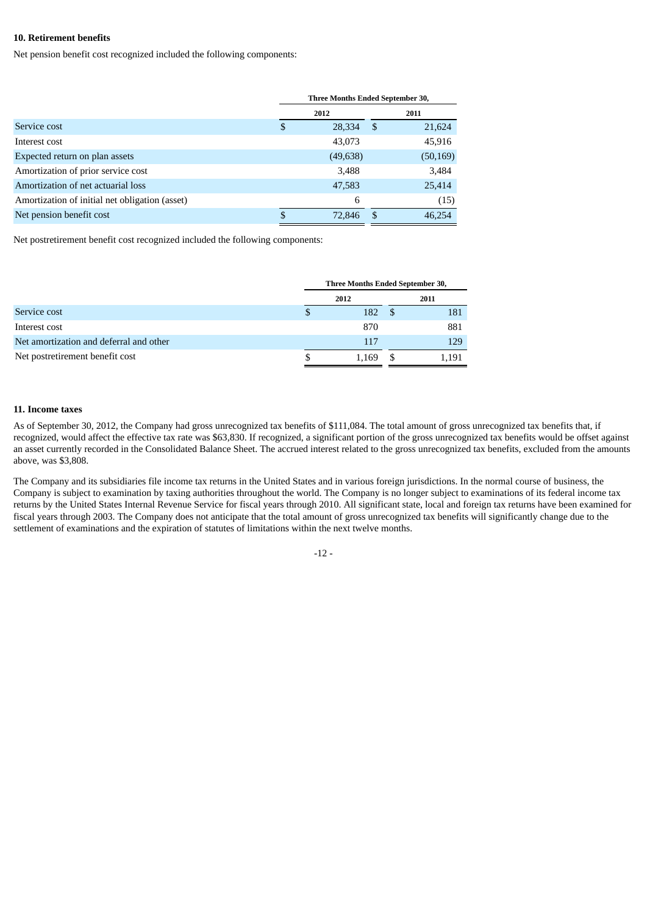## 10. Retirement benefits

Net pension benefit cost recognized included the following components:

| | Three Months Ended September 30, | |
|---|---|---|
| | 2012 | 2011 |
| Service cost | $ 28,334 | $ 21,624 |
| Interest cost | 43,073 | 45,916 |
| Expected return on plan assets | (49,638) | (50,169) |
| Amortization of prior service cost | 3,488 | 3,484 |
| Amortization of net actuarial loss | 47,583 | 25,414 |
| Amortization of initial net obligation (asset) | 6 | (15) |
| Net pension benefit cost | $ 72,846 | $ 46,254 |

Net postretirement benefit cost recognized included the following components:

| | Three Months Ended September 30, | |
|---|---|---|
| | 2012 | 2011 |
| Service cost | $ 182 | $ 181 |
| Interest cost | 870 | 881 |
| Net amortization and deferral and other | 117 | 129 |
| Net postretirement benefit cost | $ 1,169 | $ 1,191 |

## 11. Income taxes

As of September 30, 2012, the Company had gross unrecognized tax benefits of $111,084. The total amount of gross unrecognized tax benefits that, if recognized, would affect the effective tax rate was $63,830. If recognized, a significant portion of the gross unrecognized tax benefits would be offset against an asset currently recorded in the Consolidated Balance Sheet. The accrued interest related to the gross unrecognized tax benefits, excluded from the amounts above, was $3,808.

The Company and its subsidiaries file income tax returns in the United States and in various foreign jurisdictions. In the normal course of business, the Company is subject to examination by taxing authorities throughout the world. The Company is no longer subject to examinations of its federal income tax returns by the United States Internal Revenue Service for fiscal years through 2010. All significant state, local and foreign tax returns have been examined for fiscal years through 2003. The Company does not anticipate that the total amount of gross unrecognized tax benefits will significantly change due to the settlement of examinations and the expiration of statutes of limitations within the next twelve months.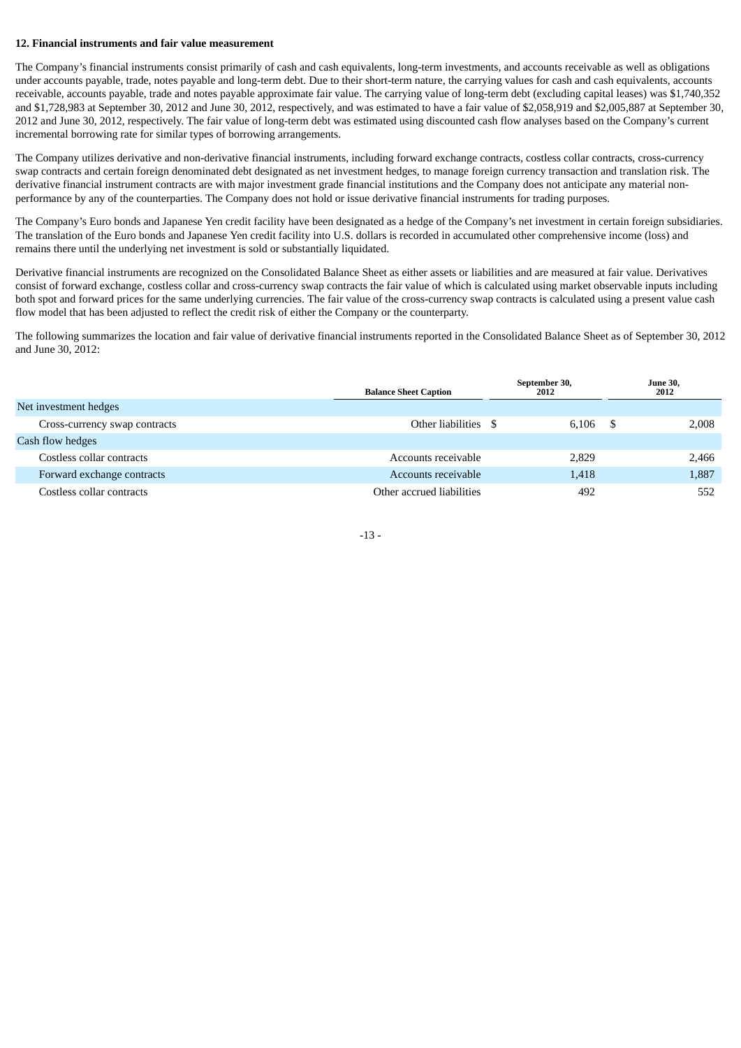**12. Financial instruments and fair value measurement**

The Company's financial instruments consist primarily of cash and cash equivalents, long-term investments, and accounts receivable as well as obligations under accounts payable, trade, notes payable and long-term debt. Due to their short-term nature, the carrying values for cash and cash equivalents, accounts receivable, accounts payable, trade and notes payable approximate fair value. The carrying value of long-term debt (excluding capital leases) was $1,740,352 and $1,728,983 at September 30, 2012 and June 30, 2012, respectively, and was estimated to have a fair value of $2,058,919 and $2,005,887 at September 30, 2012 and June 30, 2012, respectively. The fair value of long-term debt was estimated using discounted cash flow analyses based on the Company's current incremental borrowing rate for similar types of borrowing arrangements.

The Company utilizes derivative and non-derivative financial instruments, including forward exchange contracts, costless collar contracts, cross-currency swap contracts and certain foreign denominated debt designated as net investment hedges, to manage foreign currency transaction and translation risk. The derivative financial instrument contracts are with major investment grade financial institutions and the Company does not anticipate any material non-performance by any of the counterparties. The Company does not hold or issue derivative financial instruments for trading purposes.

The Company's Euro bonds and Japanese Yen credit facility have been designated as a hedge of the Company's net investment in certain foreign subsidiaries. The translation of the Euro bonds and Japanese Yen credit facility into U.S. dollars is recorded in accumulated other comprehensive income (loss) and remains there until the underlying net investment is sold or substantially liquidated.

Derivative financial instruments are recognized on the Consolidated Balance Sheet as either assets or liabilities and are measured at fair value. Derivatives consist of forward exchange, costless collar and cross-currency swap contracts the fair value of which is calculated using market observable inputs including both spot and forward prices for the same underlying currencies. The fair value of the cross-currency swap contracts is calculated using a present value cash flow model that has been adjusted to reflect the credit risk of either the Company or the counterparty.

The following summarizes the location and fair value of derivative financial instruments reported in the Consolidated Balance Sheet as of September 30, 2012 and June 30, 2012:

| | Balance Sheet Caption | September 30, 2012 | June 30, 2012 |
|---|---|---|---|
| Net investment hedges | | | |
| Cross-currency swap contracts | Other liabilities | $ 6,106 | $ 2,008 |
| Cash flow hedges | | | |
| Costless collar contracts | Accounts receivable | 2,829 | 2,466 |
| Forward exchange contracts | Accounts receivable | 1,418 | 1,887 |
| Costless collar contracts | Other accrued liabilities | 492 | 552 |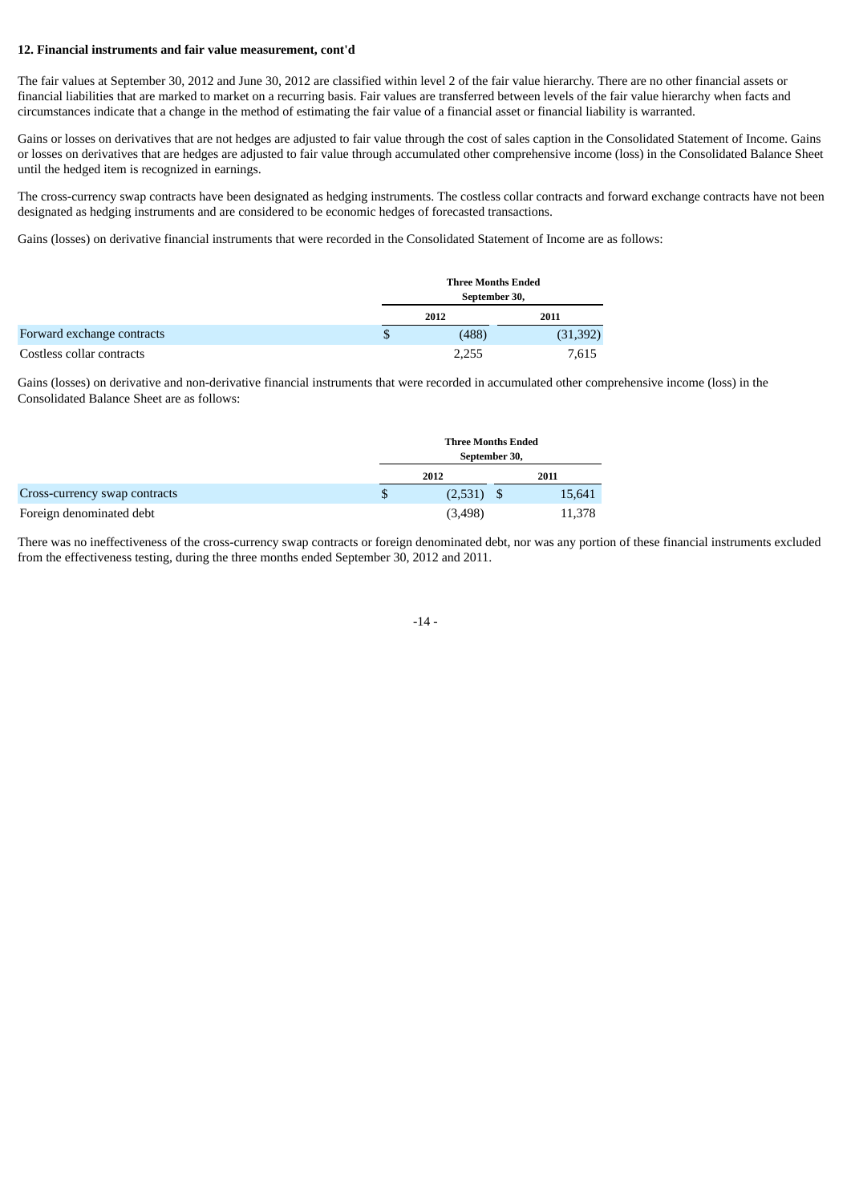**12. Financial instruments and fair value measurement, cont'd**

The fair values at September 30, 2012 and June 30, 2012 are classified within level 2 of the fair value hierarchy. There are no other financial assets or financial liabilities that are marked to market on a recurring basis. Fair values are transferred between levels of the fair value hierarchy when facts and circumstances indicate that a change in the method of estimating the fair value of a financial asset or financial liability is warranted.

Gains or losses on derivatives that are not hedges are adjusted to fair value through the cost of sales caption in the Consolidated Statement of Income. Gains or losses on derivatives that are hedges are adjusted to fair value through accumulated other comprehensive income (loss) in the Consolidated Balance Sheet until the hedged item is recognized in earnings.

The cross-currency swap contracts have been designated as hedging instruments. The costless collar contracts and forward exchange contracts have not been designated as hedging instruments and are considered to be economic hedges of forecasted transactions.

Gains (losses) on derivative financial instruments that were recorded in the Consolidated Statement of Income are as follows:

| | Three Months Ended September 30, | |
|---|---|---|
| | 2012 | 2011 |
| Forward exchange contracts | $ (488) | (31,392) |
| Costless collar contracts | 2,255 | 7,615 |

Gains (losses) on derivative and non-derivative financial instruments that were recorded in accumulated other comprehensive income (loss) in the Consolidated Balance Sheet are as follows:

| | Three Months Ended September 30, | |
|---|---|---|
| | 2012 | 2011 |
| Cross-currency swap contracts | $ (2,531) | $ 15,641 |
| Foreign denominated debt | (3,498) | 11,378 |

There was no ineffectiveness of the cross-currency swap contracts or foreign denominated debt, nor was any portion of these financial instruments excluded from the effectiveness testing, during the three months ended September 30, 2012 and 2011.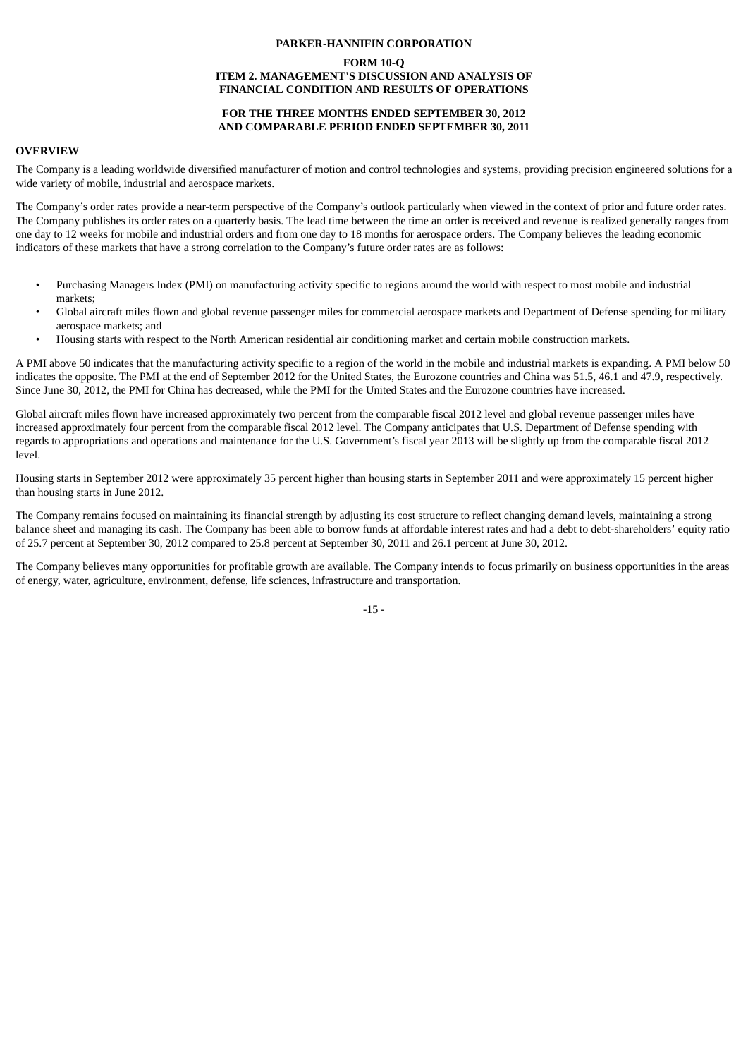**PARKER-HANNIFIN CORPORATION**

**FORM 10-Q**
**ITEM 2. MANAGEMENT'S DISCUSSION AND ANALYSIS OF FINANCIAL CONDITION AND RESULTS OF OPERATIONS**

**FOR THE THREE MONTHS ENDED SEPTEMBER 30, 2012 AND COMPARABLE PERIOD ENDED SEPTEMBER 30, 2011**

## OVERVIEW

The Company is a leading worldwide diversified manufacturer of motion and control technologies and systems, providing precision engineered solutions for a wide variety of mobile, industrial and aerospace markets.

The Company's order rates provide a near-term perspective of the Company's outlook particularly when viewed in the context of prior and future order rates. The Company publishes its order rates on a quarterly basis. The lead time between the time an order is received and revenue is realized generally ranges from one day to 12 weeks for mobile and industrial orders and from one day to 18 months for aerospace orders. The Company believes the leading economic indicators of these markets that have a strong correlation to the Company's future order rates are as follows:

- Purchasing Managers Index (PMI) on manufacturing activity specific to regions around the world with respect to most mobile and industrial markets;
- Global aircraft miles flown and global revenue passenger miles for commercial aerospace markets and Department of Defense spending for military aerospace markets; and
- Housing starts with respect to the North American residential air conditioning market and certain mobile construction markets.

A PMI above 50 indicates that the manufacturing activity specific to a region of the world in the mobile and industrial markets is expanding. A PMI below 50 indicates the opposite. The PMI at the end of September 2012 for the United States, the Eurozone countries and China was 51.5, 46.1 and 47.9, respectively. Since June 30, 2012, the PMI for China has decreased, while the PMI for the United States and the Eurozone countries have increased.

Global aircraft miles flown have increased approximately two percent from the comparable fiscal 2012 level and global revenue passenger miles have increased approximately four percent from the comparable fiscal 2012 level. The Company anticipates that U.S. Department of Defense spending with regards to appropriations and operations and maintenance for the U.S. Government's fiscal year 2013 will be slightly up from the comparable fiscal 2012 level.

Housing starts in September 2012 were approximately 35 percent higher than housing starts in September 2011 and were approximately 15 percent higher than housing starts in June 2012.

The Company remains focused on maintaining its financial strength by adjusting its cost structure to reflect changing demand levels, maintaining a strong balance sheet and managing its cash. The Company has been able to borrow funds at affordable interest rates and had a debt to debt-shareholders' equity ratio of 25.7 percent at September 30, 2012 compared to 25.8 percent at September 30, 2011 and 26.1 percent at June 30, 2012.

The Company believes many opportunities for profitable growth are available. The Company intends to focus primarily on business opportunities in the areas of energy, water, agriculture, environment, defense, life sciences, infrastructure and transportation.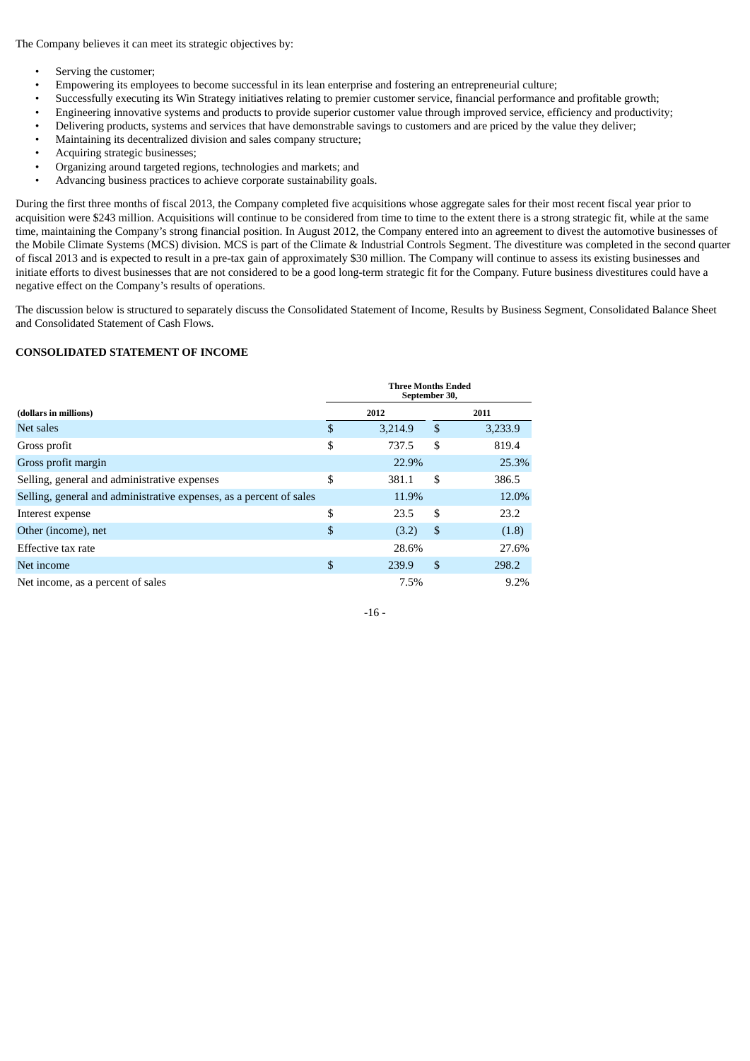The Company believes it can meet its strategic objectives by:

- Serving the customer;
- Empowering its employees to become successful in its lean enterprise and fostering an entrepreneurial culture;
- Successfully executing its Win Strategy initiatives relating to premier customer service, financial performance and profitable growth;
- Engineering innovative systems and products to provide superior customer value through improved service, efficiency and productivity;
- Delivering products, systems and services that have demonstrable savings to customers and are priced by the value they deliver;
- Maintaining its decentralized division and sales company structure;
- Acquiring strategic businesses;
- Organizing around targeted regions, technologies and markets; and
- Advancing business practices to achieve corporate sustainability goals.

During the first three months of fiscal 2013, the Company completed five acquisitions whose aggregate sales for their most recent fiscal year prior to acquisition were $243 million. Acquisitions will continue to be considered from time to time to the extent there is a strong strategic fit, while at the same time, maintaining the Company's strong financial position. In August 2012, the Company entered into an agreement to divest the automotive businesses of the Mobile Climate Systems (MCS) division. MCS is part of the Climate & Industrial Controls Segment. The divestiture was completed in the second quarter of fiscal 2013 and is expected to result in a pre-tax gain of approximately $30 million. The Company will continue to assess its existing businesses and initiate efforts to divest businesses that are not considered to be a good long-term strategic fit for the Company. Future business divestitures could have a negative effect on the Company's results of operations.

The discussion below is structured to separately discuss the Consolidated Statement of Income, Results by Business Segment, Consolidated Balance Sheet and Consolidated Statement of Cash Flows.

**CONSOLIDATED STATEMENT OF INCOME**

| | Three Months Ended September 30, | |
|---|---|---|
| **(dollars in millions)** | **2012** | **2011** |
| Net sales | $ 3,214.9 | $ 3,233.9 |
| Gross profit | $ 737.5 | $ 819.4 |
| Gross profit margin | 22.9% | 25.3% |
| Selling, general and administrative expenses | $ 381.1 | $ 386.5 |
| Selling, general and administrative expenses, as a percent of sales | 11.9% | 12.0% |
| Interest expense | $ 23.5 | $ 23.2 |
| Other (income), net | $ (3.2) | $ (1.8) |
| Effective tax rate | 28.6% | 27.6% |
| Net income | $ 239.9 | $ 298.2 |
| Net income, as a percent of sales | 7.5% | 9.2% |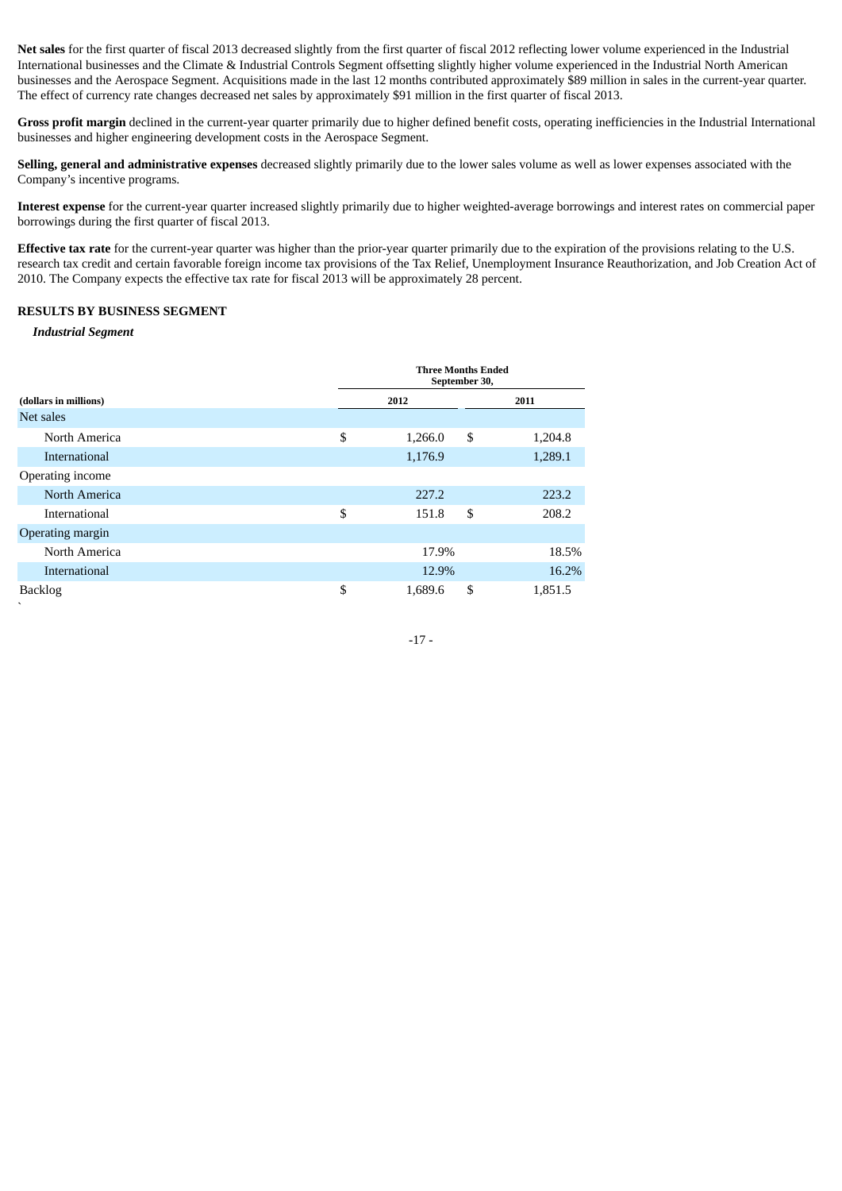**Net sales** for the first quarter of fiscal 2013 decreased slightly from the first quarter of fiscal 2012 reflecting lower volume experienced in the Industrial International businesses and the Climate & Industrial Controls Segment offsetting slightly higher volume experienced in the Industrial North American businesses and the Aerospace Segment. Acquisitions made in the last 12 months contributed approximately $89 million in sales in the current-year quarter. The effect of currency rate changes decreased net sales by approximately $91 million in the first quarter of fiscal 2013.

**Gross profit margin** declined in the current-year quarter primarily due to higher defined benefit costs, operating inefficiencies in the Industrial International businesses and higher engineering development costs in the Aerospace Segment.

**Selling, general and administrative expenses** decreased slightly primarily due to the lower sales volume as well as lower expenses associated with the Company's incentive programs.

**Interest expense** for the current-year quarter increased slightly primarily due to higher weighted-average borrowings and interest rates on commercial paper borrowings during the first quarter of fiscal 2013.

**Effective tax rate** for the current-year quarter was higher than the prior-year quarter primarily due to the expiration of the provisions relating to the U.S. research tax credit and certain favorable foreign income tax provisions of the Tax Relief, Unemployment Insurance Reauthorization, and Job Creation Act of 2010. The Company expects the effective tax rate for fiscal 2013 will be approximately 28 percent.

**RESULTS BY BUSINESS SEGMENT**

***Industrial Segment***

| | Three Months Ended September 30, | |
|---|---|---|
| **(dollars in millions)** | **2012** | **2011** |
| Net sales | | |
| North America | $ 1,266.0 | $ 1,204.8 |
| International | 1,176.9 | 1,289.1 |
| Operating income | | |
| North America | 227.2 | 223.2 |
| International | $ 151.8 | $ 208.2 |
| Operating margin | | |
| North America | 17.9% | 18.5% |
| International | 12.9% | 16.2% |
| Backlog | $ 1,689.6 | $ 1,851.5 |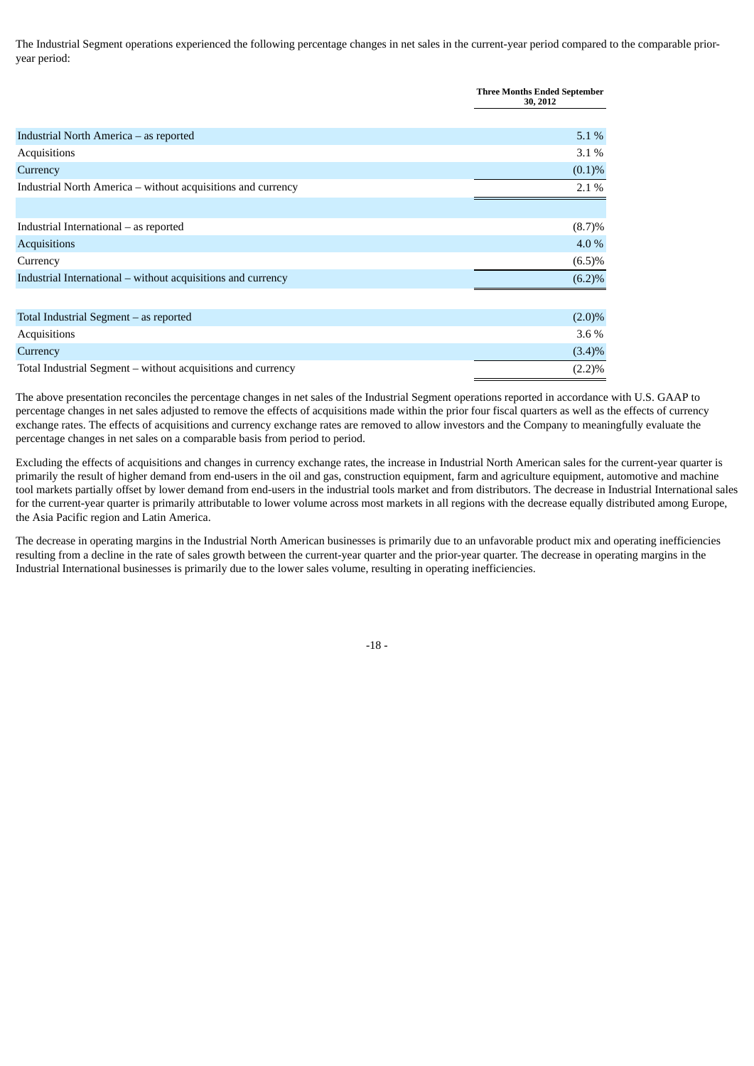The Industrial Segment operations experienced the following percentage changes in net sales in the current-year period compared to the comparable prior-year period:

| | Three Months Ended September 30, 2012 |
|---|---|
| Industrial North America – as reported | 5.1 % |
| Acquisitions | 3.1 % |
| Currency | (0.1)% |
| Industrial North America – without acquisitions and currency | 2.1 % |
| | |
| Industrial International – as reported | (8.7)% |
| Acquisitions | 4.0 % |
| Currency | (6.5)% |
| Industrial International – without acquisitions and currency | (6.2)% |
| | |
| Total Industrial Segment – as reported | (2.0)% |
| Acquisitions | 3.6 % |
| Currency | (3.4)% |
| Total Industrial Segment – without acquisitions and currency | (2.2)% |

The above presentation reconciles the percentage changes in net sales of the Industrial Segment operations reported in accordance with U.S. GAAP to percentage changes in net sales adjusted to remove the effects of acquisitions made within the prior four fiscal quarters as well as the effects of currency exchange rates. The effects of acquisitions and currency exchange rates are removed to allow investors and the Company to meaningfully evaluate the percentage changes in net sales on a comparable basis from period to period.

Excluding the effects of acquisitions and changes in currency exchange rates, the increase in Industrial North American sales for the current-year quarter is primarily the result of higher demand from end-users in the oil and gas, construction equipment, farm and agriculture equipment, automotive and machine tool markets partially offset by lower demand from end-users in the industrial tools market and from distributors. The decrease in Industrial International sales for the current-year quarter is primarily attributable to lower volume across most markets in all regions with the decrease equally distributed among Europe, the Asia Pacific region and Latin America.

The decrease in operating margins in the Industrial North American businesses is primarily due to an unfavorable product mix and operating inefficiencies resulting from a decline in the rate of sales growth between the current-year quarter and the prior-year quarter. The decrease in operating margins in the Industrial International businesses is primarily due to the lower sales volume, resulting in operating inefficiencies.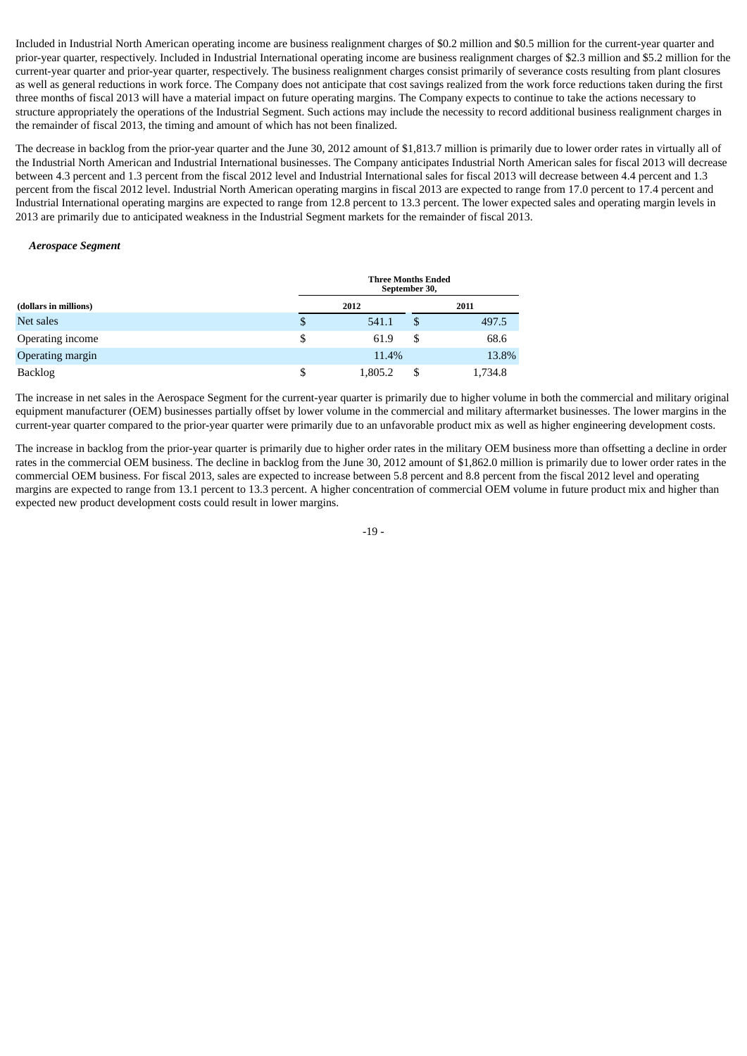Included in Industrial North American operating income are business realignment charges of $0.2 million and $0.5 million for the current-year quarter and prior-year quarter, respectively. Included in Industrial International operating income are business realignment charges of $2.3 million and $5.2 million for the current-year quarter and prior-year quarter, respectively. The business realignment charges consist primarily of severance costs resulting from plant closures as well as general reductions in work force. The Company does not anticipate that cost savings realized from the work force reductions taken during the first three months of fiscal 2013 will have a material impact on future operating margins. The Company expects to continue to take the actions necessary to structure appropriately the operations of the Industrial Segment. Such actions may include the necessity to record additional business realignment charges in the remainder of fiscal 2013, the timing and amount of which has not been finalized.

The decrease in backlog from the prior-year quarter and the June 30, 2012 amount of $1,813.7 million is primarily due to lower order rates in virtually all of the Industrial North American and Industrial International businesses. The Company anticipates Industrial North American sales for fiscal 2013 will decrease between 4.3 percent and 1.3 percent from the fiscal 2012 level and Industrial International sales for fiscal 2013 will decrease between 4.4 percent and 1.3 percent from the fiscal 2012 level. Industrial North American operating margins in fiscal 2013 are expected to range from 17.0 percent to 17.4 percent and Industrial International operating margins are expected to range from 12.8 percent to 13.3 percent. The lower expected sales and operating margin levels in 2013 are primarily due to anticipated weakness in the Industrial Segment markets for the remainder of fiscal 2013.

***Aerospace Segment***

| | Three Months Ended September 30, | |
|---|---|---|
| **(dollars in millions)** | **2012** | **2011** |
| Net sales | $ 541.1 | $ 497.5 |
| Operating income | $ 61.9 | $ 68.6 |
| Operating margin | 11.4% | 13.8% |
| Backlog | $ 1,805.2 | $ 1,734.8 |

The increase in net sales in the Aerospace Segment for the current-year quarter is primarily due to higher volume in both the commercial and military original equipment manufacturer (OEM) businesses partially offset by lower volume in the commercial and military aftermarket businesses. The lower margins in the current-year quarter compared to the prior-year quarter were primarily due to an unfavorable product mix as well as higher engineering development costs.

The increase in backlog from the prior-year quarter is primarily due to higher order rates in the military OEM business more than offsetting a decline in order rates in the commercial OEM business. The decline in backlog from the June 30, 2012 amount of $1,862.0 million is primarily due to lower order rates in the commercial OEM business. For fiscal 2013, sales are expected to increase between 5.8 percent and 8.8 percent from the fiscal 2012 level and operating margins are expected to range from 13.1 percent to 13.3 percent. A higher concentration of commercial OEM volume in future product mix and higher than expected new product development costs could result in lower margins.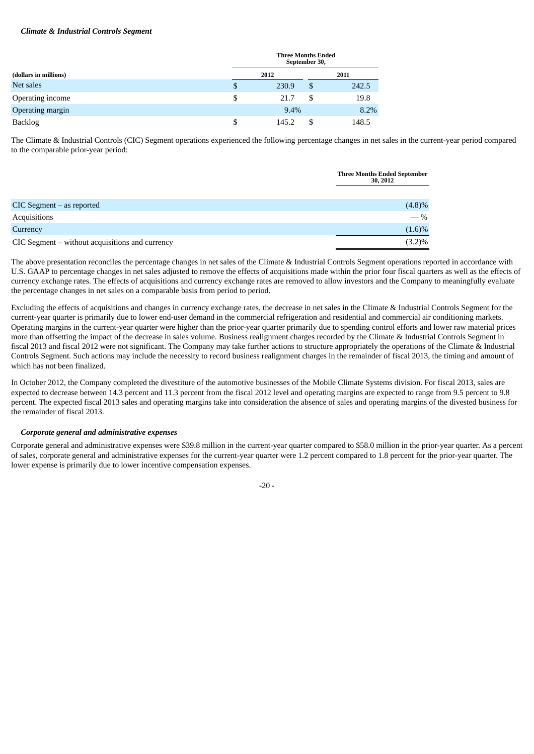*Climate & Industrial Controls Segment*

| (dollars in millions) | Three Months Ended September 30, 2012 | 2011 |
|---|---|---|
| Net sales | $ 230.9 | $ 242.5 |
| Operating income | $ 21.7 | $ 19.8 |
| Operating margin | 9.4% | 8.2% |
| Backlog | $ 145.2 | $ 148.5 |

The Climate & Industrial Controls (CIC) Segment operations experienced the following percentage changes in net sales in the current-year period compared to the comparable prior-year period:

| | Three Months Ended September 30, 2012 |
|---|---|
| CIC Segment – as reported | (4.8)% |
| Acquisitions | — % |
| Currency | (1.6)% |
| CIC Segment – without acquisitions and currency | (3.2)% |

The above presentation reconciles the percentage changes in net sales of the Climate & Industrial Controls Segment operations reported in accordance with U.S. GAAP to percentage changes in net sales adjusted to remove the effects of acquisitions made within the prior four fiscal quarters as well as the effects of currency exchange rates. The effects of acquisitions and currency exchange rates are removed to allow investors and the Company to meaningfully evaluate the percentage changes in net sales on a comparable basis from period to period.

Excluding the effects of acquisitions and changes in currency exchange rates, the decrease in net sales in the Climate & Industrial Controls Segment for the current-year quarter is primarily due to lower end-user demand in the commercial refrigeration and residential and commercial air conditioning markets. Operating margins in the current-year quarter were higher than the prior-year quarter primarily due to spending control efforts and lower raw material prices more than offsetting the impact of the decrease in sales volume. Business realignment charges recorded by the Climate & Industrial Controls Segment in fiscal 2013 and fiscal 2012 were not significant. The Company may take further actions to structure appropriately the operations of the Climate & Industrial Controls Segment. Such actions may include the necessity to record business realignment charges in the remainder of fiscal 2013, the timing and amount of which has not been finalized.

In October 2012, the Company completed the divestiture of the automotive businesses of the Mobile Climate Systems division. For fiscal 2013, sales are expected to decrease between 14.3 percent and 11.3 percent from the fiscal 2012 level and operating margins are expected to range from 9.5 percent to 9.8 percent. The expected fiscal 2013 sales and operating margins take into consideration the absence of sales and operating margins of the divested business for the remainder of fiscal 2013.

*Corporate general and administrative expenses*

Corporate general and administrative expenses were $39.8 million in the current-year quarter compared to $58.0 million in the prior-year quarter. As a percent of sales, corporate general and administrative expenses for the current-year quarter were 1.2 percent compared to 1.8 percent for the prior-year quarter. The lower expense is primarily due to lower incentive compensation expenses.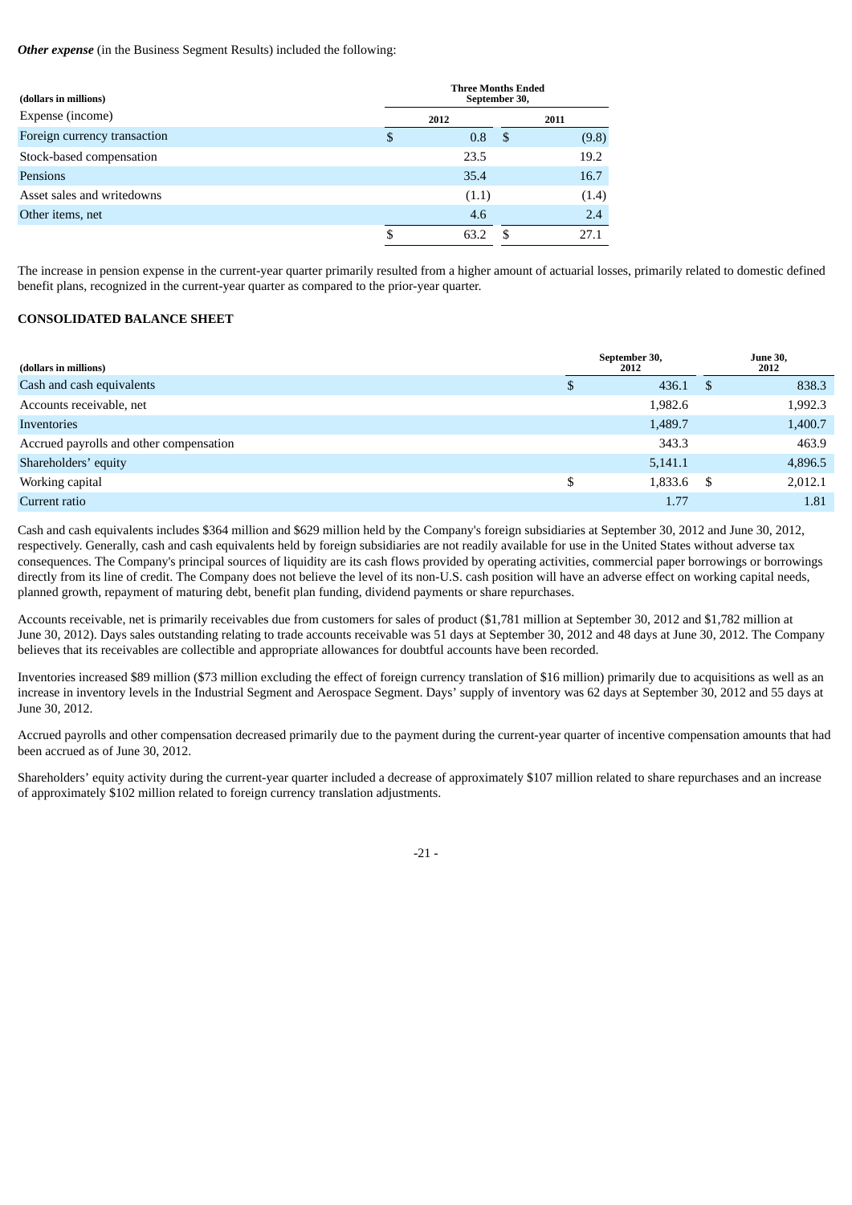***Other expense*** (in the Business Segment Results) included the following:

| (dollars in millions) | Three Months Ended September 30, | |
|---|---|---|
| Expense (income) | 2012 | 2011 |
| Foreign currency transaction | $ 0.8 | $ (9.8) |
| Stock-based compensation | 23.5 | 19.2 |
| Pensions | 35.4 | 16.7 |
| Asset sales and writedowns | (1.1) | (1.4) |
| Other items, net | 4.6 | 2.4 |
| | $ 63.2 | $ 27.1 |

The increase in pension expense in the current-year quarter primarily resulted from a higher amount of actuarial losses, primarily related to domestic defined benefit plans, recognized in the current-year quarter as compared to the prior-year quarter.

**CONSOLIDATED BALANCE SHEET**

| (dollars in millions) | September 30, 2012 | June 30, 2012 |
|---|---|---|
| Cash and cash equivalents | $ 436.1 | $ 838.3 |
| Accounts receivable, net | 1,982.6 | 1,992.3 |
| Inventories | 1,489.7 | 1,400.7 |
| Accrued payrolls and other compensation | 343.3 | 463.9 |
| Shareholders' equity | 5,141.1 | 4,896.5 |
| Working capital | $ 1,833.6 | $ 2,012.1 |
| Current ratio | 1.77 | 1.81 |

Cash and cash equivalents includes $364 million and $629 million held by the Company's foreign subsidiaries at September 30, 2012 and June 30, 2012, respectively. Generally, cash and cash equivalents held by foreign subsidiaries are not readily available for use in the United States without adverse tax consequences. The Company's principal sources of liquidity are its cash flows provided by operating activities, commercial paper borrowings or borrowings directly from its line of credit. The Company does not believe the level of its non-U.S. cash position will have an adverse effect on working capital needs, planned growth, repayment of maturing debt, benefit plan funding, dividend payments or share repurchases.

Accounts receivable, net is primarily receivables due from customers for sales of product ($1,781 million at September 30, 2012 and $1,782 million at June 30, 2012). Days sales outstanding relating to trade accounts receivable was 51 days at September 30, 2012 and 48 days at June 30, 2012. The Company believes that its receivables are collectible and appropriate allowances for doubtful accounts have been recorded.

Inventories increased $89 million ($73 million excluding the effect of foreign currency translation of $16 million) primarily due to acquisitions as well as an increase in inventory levels in the Industrial Segment and Aerospace Segment. Days' supply of inventory was 62 days at September 30, 2012 and 55 days at June 30, 2012.

Accrued payrolls and other compensation decreased primarily due to the payment during the current-year quarter of incentive compensation amounts that had been accrued as of June 30, 2012.

Shareholders' equity activity during the current-year quarter included a decrease of approximately $107 million related to share repurchases and an increase of approximately $102 million related to foreign currency translation adjustments.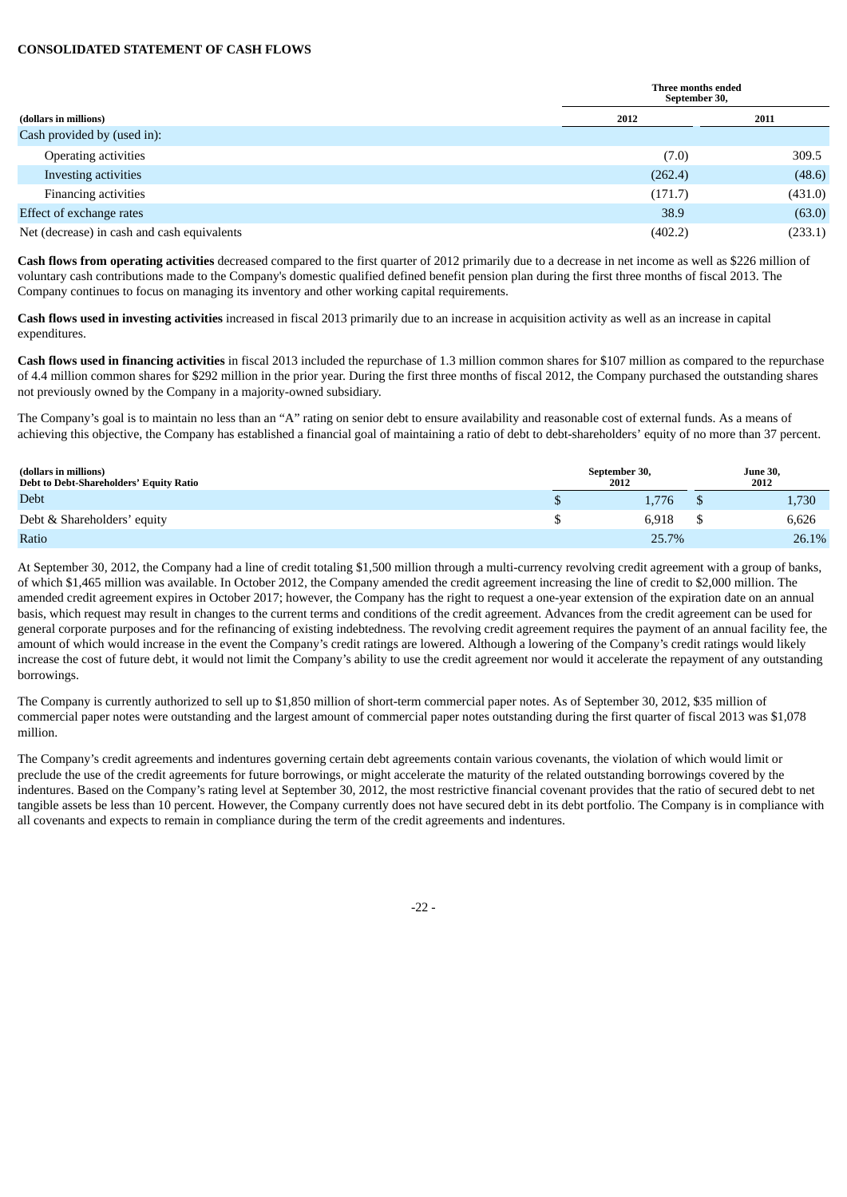**CONSOLIDATED STATEMENT OF CASH FLOWS**

| (dollars in millions) | Three months ended September 30, 2012 | 2011 |
|---|---|---|
| Cash provided by (used in): | | |
| Operating activities | (7.0) | 309.5 |
| Investing activities | (262.4) | (48.6) |
| Financing activities | (171.7) | (431.0) |
| Effect of exchange rates | 38.9 | (63.0) |
| Net (decrease) in cash and cash equivalents | (402.2) | (233.1) |

**Cash flows from operating activities** decreased compared to the first quarter of 2012 primarily due to a decrease in net income as well as $226 million of voluntary cash contributions made to the Company's domestic qualified defined benefit pension plan during the first three months of fiscal 2013. The Company continues to focus on managing its inventory and other working capital requirements.

**Cash flows used in investing activities** increased in fiscal 2013 primarily due to an increase in acquisition activity as well as an increase in capital expenditures.

**Cash flows used in financing activities** in fiscal 2013 included the repurchase of 1.3 million common shares for $107 million as compared to the repurchase of 4.4 million common shares for $292 million in the prior year. During the first three months of fiscal 2012, the Company purchased the outstanding shares not previously owned by the Company in a majority-owned subsidiary.

The Company's goal is to maintain no less than an "A" rating on senior debt to ensure availability and reasonable cost of external funds. As a means of achieving this objective, the Company has established a financial goal of maintaining a ratio of debt to debt-shareholders' equity of no more than 37 percent.

| (dollars in millions) Debt to Debt-Shareholders' Equity Ratio | September 30, 2012 | June 30, 2012 |
|---|---|---|
| Debt | $ 1,776 | $ 1,730 |
| Debt & Shareholders' equity | $ 6,918 | $ 6,626 |
| Ratio | 25.7% | 26.1% |

At September 30, 2012, the Company had a line of credit totaling $1,500 million through a multi-currency revolving credit agreement with a group of banks, of which $1,465 million was available. In October 2012, the Company amended the credit agreement increasing the line of credit to $2,000 million. The amended credit agreement expires in October 2017; however, the Company has the right to request a one-year extension of the expiration date on an annual basis, which request may result in changes to the current terms and conditions of the credit agreement. Advances from the credit agreement can be used for general corporate purposes and for the refinancing of existing indebtedness. The revolving credit agreement requires the payment of an annual facility fee, the amount of which would increase in the event the Company's credit ratings are lowered. Although a lowering of the Company's credit ratings would likely increase the cost of future debt, it would not limit the Company's ability to use the credit agreement nor would it accelerate the repayment of any outstanding borrowings.

The Company is currently authorized to sell up to $1,850 million of short-term commercial paper notes. As of September 30, 2012, $35 million of commercial paper notes were outstanding and the largest amount of commercial paper notes outstanding during the first quarter of fiscal 2013 was $1,078 million.

The Company's credit agreements and indentures governing certain debt agreements contain various covenants, the violation of which would limit or preclude the use of the credit agreements for future borrowings, or might accelerate the maturity of the related outstanding borrowings covered by the indentures. Based on the Company's rating level at September 30, 2012, the most restrictive financial covenant provides that the ratio of secured debt to net tangible assets be less than 10 percent. However, the Company currently does not have secured debt in its debt portfolio. The Company is in compliance with all covenants and expects to remain in compliance during the term of the credit agreements and indentures.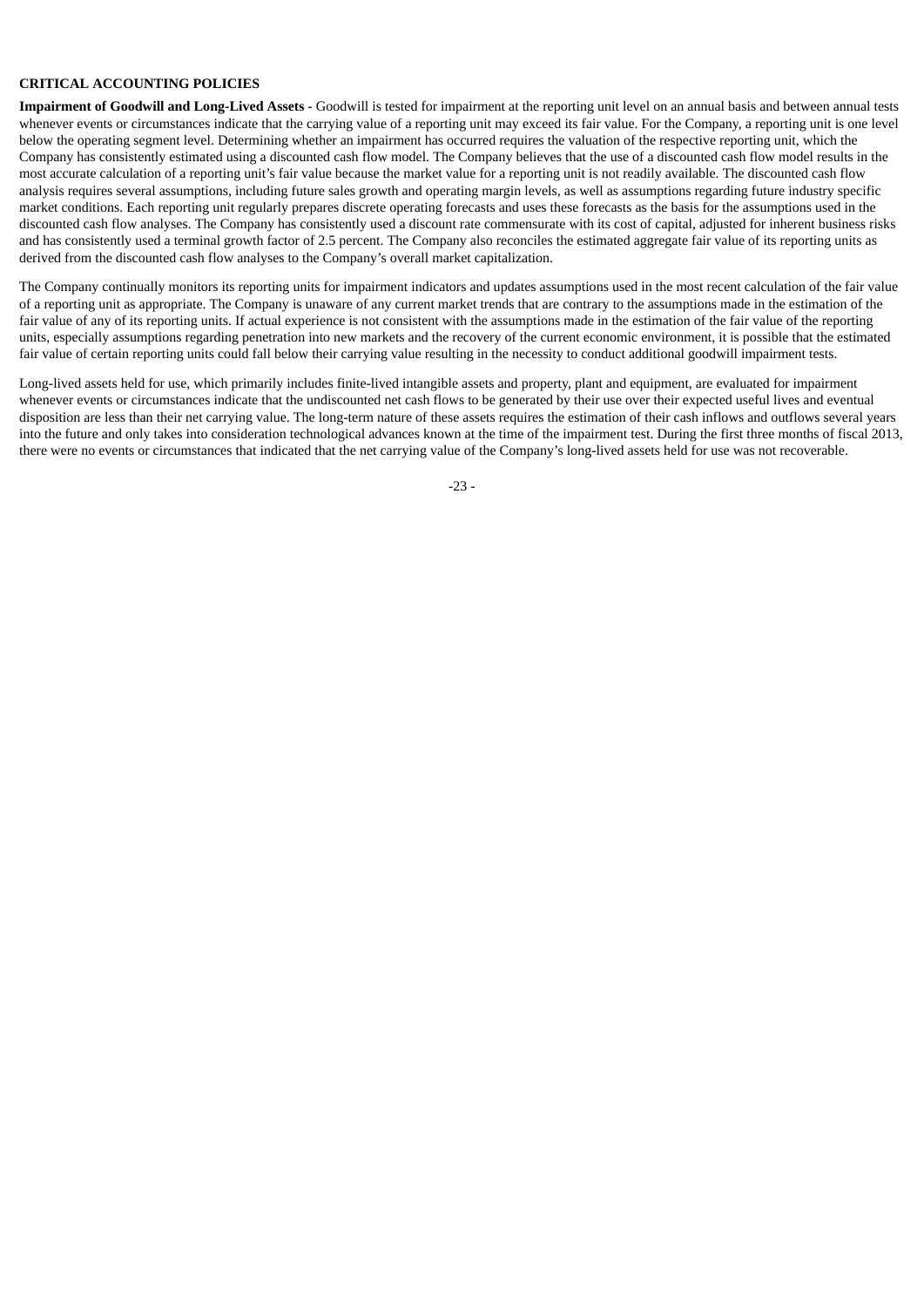## CRITICAL ACCOUNTING POLICIES

**Impairment of Goodwill and Long-Lived Assets** - Goodwill is tested for impairment at the reporting unit level on an annual basis and between annual tests whenever events or circumstances indicate that the carrying value of a reporting unit may exceed its fair value. For the Company, a reporting unit is one level below the operating segment level. Determining whether an impairment has occurred requires the valuation of the respective reporting unit, which the Company has consistently estimated using a discounted cash flow model. The Company believes that the use of a discounted cash flow model results in the most accurate calculation of a reporting unit's fair value because the market value for a reporting unit is not readily available. The discounted cash flow analysis requires several assumptions, including future sales growth and operating margin levels, as well as assumptions regarding future industry specific market conditions. Each reporting unit regularly prepares discrete operating forecasts and uses these forecasts as the basis for the assumptions used in the discounted cash flow analyses. The Company has consistently used a discount rate commensurate with its cost of capital, adjusted for inherent business risks and has consistently used a terminal growth factor of 2.5 percent. The Company also reconciles the estimated aggregate fair value of its reporting units as derived from the discounted cash flow analyses to the Company's overall market capitalization.

The Company continually monitors its reporting units for impairment indicators and updates assumptions used in the most recent calculation of the fair value of a reporting unit as appropriate. The Company is unaware of any current market trends that are contrary to the assumptions made in the estimation of the fair value of any of its reporting units. If actual experience is not consistent with the assumptions made in the estimation of the fair value of the reporting units, especially assumptions regarding penetration into new markets and the recovery of the current economic environment, it is possible that the estimated fair value of certain reporting units could fall below their carrying value resulting in the necessity to conduct additional goodwill impairment tests.

Long-lived assets held for use, which primarily includes finite-lived intangible assets and property, plant and equipment, are evaluated for impairment whenever events or circumstances indicate that the undiscounted net cash flows to be generated by their use over their expected useful lives and eventual disposition are less than their net carrying value. The long-term nature of these assets requires the estimation of their cash inflows and outflows several years into the future and only takes into consideration technological advances known at the time of the impairment test. During the first three months of fiscal 2013, there were no events or circumstances that indicated that the net carrying value of the Company's long-lived assets held for use was not recoverable.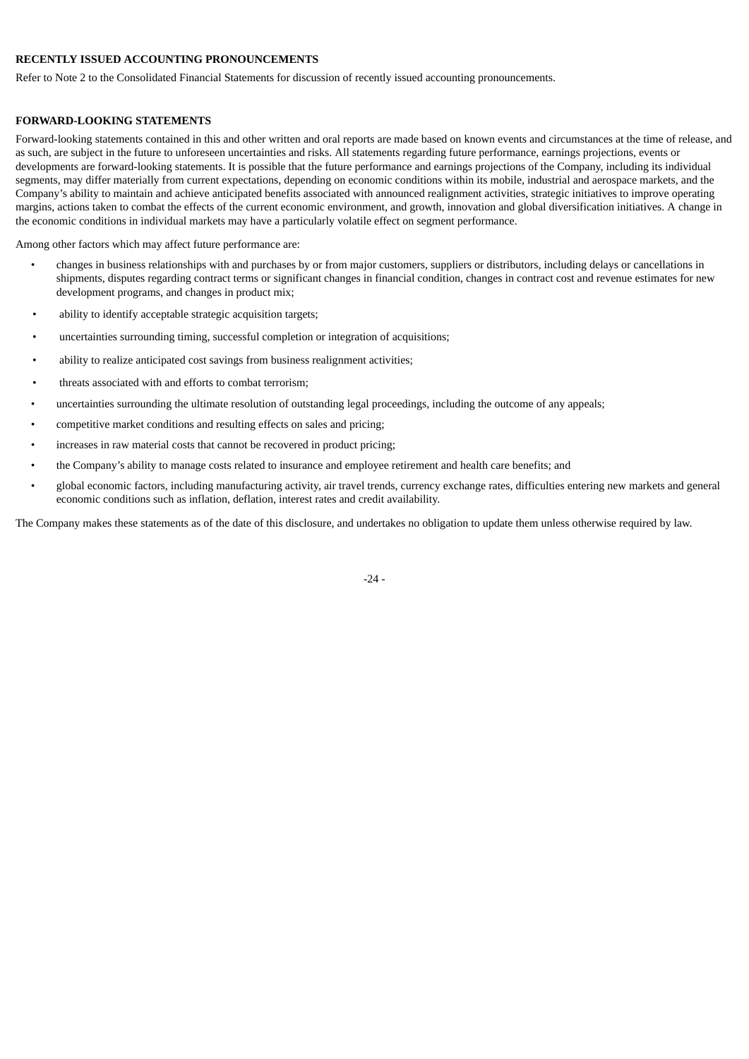### RECENTLY ISSUED ACCOUNTING PRONOUNCEMENTS

Refer to Note 2 to the Consolidated Financial Statements for discussion of recently issued accounting pronouncements.

### FORWARD-LOOKING STATEMENTS

Forward-looking statements contained in this and other written and oral reports are made based on known events and circumstances at the time of release, and as such, are subject in the future to unforeseen uncertainties and risks. All statements regarding future performance, earnings projections, events or developments are forward-looking statements. It is possible that the future performance and earnings projections of the Company, including its individual segments, may differ materially from current expectations, depending on economic conditions within its mobile, industrial and aerospace markets, and the Company's ability to maintain and achieve anticipated benefits associated with announced realignment activities, strategic initiatives to improve operating margins, actions taken to combat the effects of the current economic environment, and growth, innovation and global diversification initiatives. A change in the economic conditions in individual markets may have a particularly volatile effect on segment performance.

Among other factors which may affect future performance are:

- changes in business relationships with and purchases by or from major customers, suppliers or distributors, including delays or cancellations in shipments, disputes regarding contract terms or significant changes in financial condition, changes in contract cost and revenue estimates for new development programs, and changes in product mix;
- ability to identify acceptable strategic acquisition targets;
- uncertainties surrounding timing, successful completion or integration of acquisitions;
- ability to realize anticipated cost savings from business realignment activities;
- threats associated with and efforts to combat terrorism;
- uncertainties surrounding the ultimate resolution of outstanding legal proceedings, including the outcome of any appeals;
- competitive market conditions and resulting effects on sales and pricing;
- increases in raw material costs that cannot be recovered in product pricing;
- the Company's ability to manage costs related to insurance and employee retirement and health care benefits; and
- global economic factors, including manufacturing activity, air travel trends, currency exchange rates, difficulties entering new markets and general economic conditions such as inflation, deflation, interest rates and credit availability.

The Company makes these statements as of the date of this disclosure, and undertakes no obligation to update them unless otherwise required by law.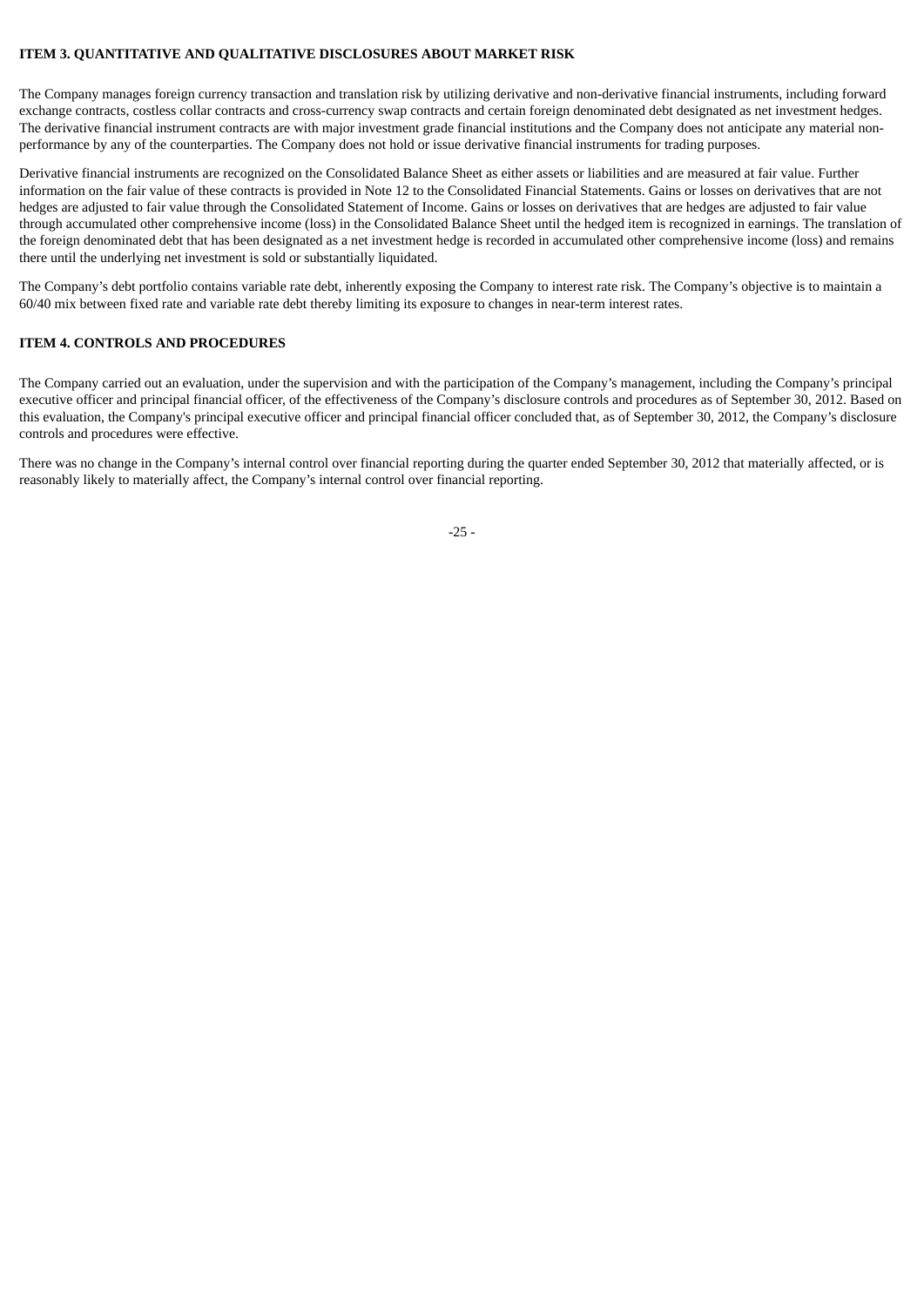**ITEM 3. QUANTITATIVE AND QUALITATIVE DISCLOSURES ABOUT MARKET RISK**

The Company manages foreign currency transaction and translation risk by utilizing derivative and non-derivative financial instruments, including forward exchange contracts, costless collar contracts and cross-currency swap contracts and certain foreign denominated debt designated as net investment hedges. The derivative financial instrument contracts are with major investment grade financial institutions and the Company does not anticipate any material non-performance by any of the counterparties. The Company does not hold or issue derivative financial instruments for trading purposes.

Derivative financial instruments are recognized on the Consolidated Balance Sheet as either assets or liabilities and are measured at fair value. Further information on the fair value of these contracts is provided in Note 12 to the Consolidated Financial Statements. Gains or losses on derivatives that are not hedges are adjusted to fair value through the Consolidated Statement of Income. Gains or losses on derivatives that are hedges are adjusted to fair value through accumulated other comprehensive income (loss) in the Consolidated Balance Sheet until the hedged item is recognized in earnings. The translation of the foreign denominated debt that has been designated as a net investment hedge is recorded in accumulated other comprehensive income (loss) and remains there until the underlying net investment is sold or substantially liquidated.

The Company's debt portfolio contains variable rate debt, inherently exposing the Company to interest rate risk. The Company's objective is to maintain a 60/40 mix between fixed rate and variable rate debt thereby limiting its exposure to changes in near-term interest rates.

**ITEM 4. CONTROLS AND PROCEDURES**

The Company carried out an evaluation, under the supervision and with the participation of the Company's management, including the Company's principal executive officer and principal financial officer, of the effectiveness of the Company's disclosure controls and procedures as of September 30, 2012. Based on this evaluation, the Company's principal executive officer and principal financial officer concluded that, as of September 30, 2012, the Company's disclosure controls and procedures were effective.

There was no change in the Company's internal control over financial reporting during the quarter ended September 30, 2012 that materially affected, or is reasonably likely to materially affect, the Company's internal control over financial reporting.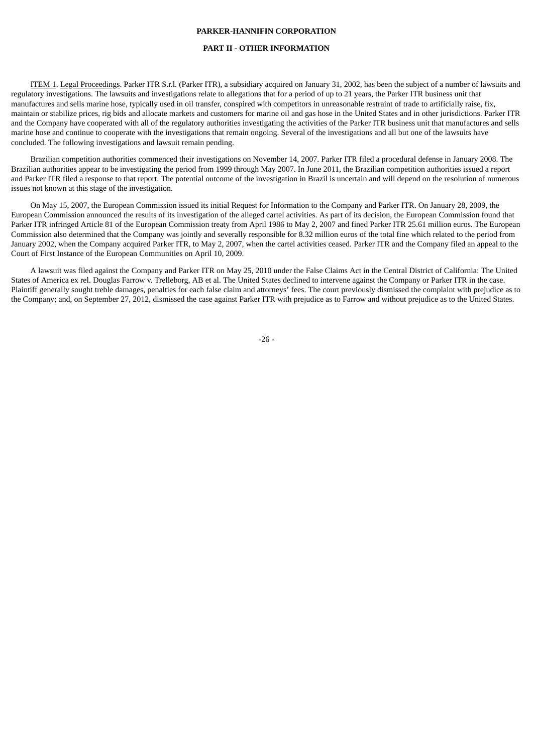**PARKER-HANNIFIN CORPORATION**

**PART II - OTHER INFORMATION**

ITEM 1. Legal Proceedings. Parker ITR S.r.l. (Parker ITR), a subsidiary acquired on January 31, 2002, has been the subject of a number of lawsuits and regulatory investigations. The lawsuits and investigations relate to allegations that for a period of up to 21 years, the Parker ITR business unit that manufactures and sells marine hose, typically used in oil transfer, conspired with competitors in unreasonable restraint of trade to artificially raise, fix, maintain or stabilize prices, rig bids and allocate markets and customers for marine oil and gas hose in the United States and in other jurisdictions. Parker ITR and the Company have cooperated with all of the regulatory authorities investigating the activities of the Parker ITR business unit that manufactures and sells marine hose and continue to cooperate with the investigations that remain ongoing. Several of the investigations and all but one of the lawsuits have concluded. The following investigations and lawsuit remain pending.

Brazilian competition authorities commenced their investigations on November 14, 2007. Parker ITR filed a procedural defense in January 2008. The Brazilian authorities appear to be investigating the period from 1999 through May 2007. In June 2011, the Brazilian competition authorities issued a report and Parker ITR filed a response to that report. The potential outcome of the investigation in Brazil is uncertain and will depend on the resolution of numerous issues not known at this stage of the investigation.

On May 15, 2007, the European Commission issued its initial Request for Information to the Company and Parker ITR. On January 28, 2009, the European Commission announced the results of its investigation of the alleged cartel activities. As part of its decision, the European Commission found that Parker ITR infringed Article 81 of the European Commission treaty from April 1986 to May 2, 2007 and fined Parker ITR 25.61 million euros. The European Commission also determined that the Company was jointly and severally responsible for 8.32 million euros of the total fine which related to the period from January 2002, when the Company acquired Parker ITR, to May 2, 2007, when the cartel activities ceased. Parker ITR and the Company filed an appeal to the Court of First Instance of the European Communities on April 10, 2009.

A lawsuit was filed against the Company and Parker ITR on May 25, 2010 under the False Claims Act in the Central District of California: The United States of America ex rel. Douglas Farrow v. Trelleborg, AB et al. The United States declined to intervene against the Company or Parker ITR in the case. Plaintiff generally sought treble damages, penalties for each false claim and attorneys' fees. The court previously dismissed the complaint with prejudice as to the Company; and, on September 27, 2012, dismissed the case against Parker ITR with prejudice as to Farrow and without prejudice as to the United States.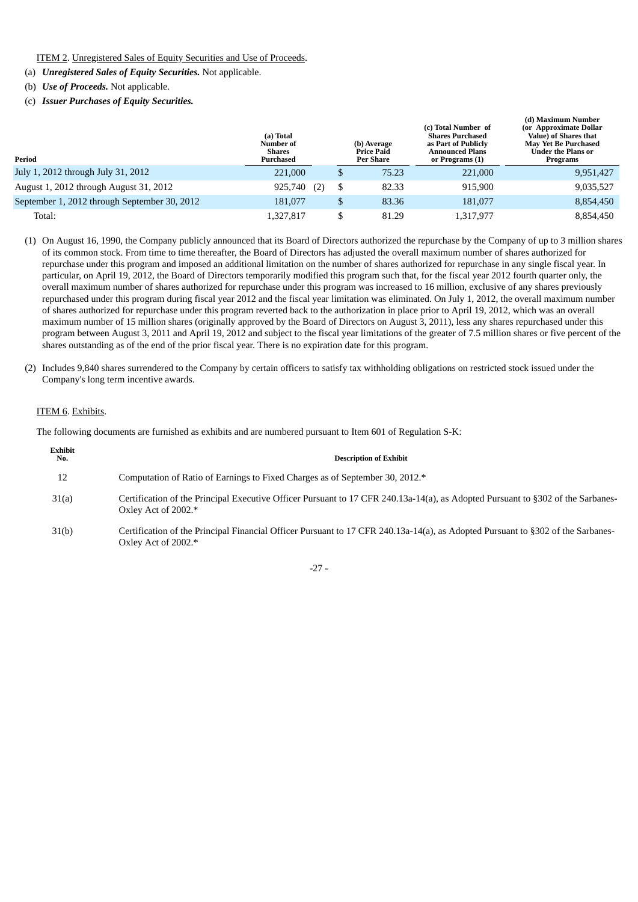ITEM 2. Unregistered Sales of Equity Securities and Use of Proceeds.

(a) ***Unregistered Sales of Equity Securities.*** Not applicable.

(b) ***Use of Proceeds.*** Not applicable.

(c) ***Issuer Purchases of Equity Securities.***

| Period | (a) Total Number of Shares Purchased | (b) Average Price Paid Per Share | (c) Total Number of Shares Purchased as Part of Publicly Announced Plans or Programs (1) | (d) Maximum Number (or Approximate Dollar Value) of Shares that May Yet Be Purchased Under the Plans or Programs |
|---|---|---|---|---|
| July 1, 2012 through July 31, 2012 | 221,000 | $ 75.23 | 221,000 | 9,951,427 |
| August 1, 2012 through August 31, 2012 | 925,740 (2) | $ 82.33 | 915,900 | 9,035,527 |
| September 1, 2012 through September 30, 2012 | 181,077 | $ 83.36 | 181,077 | 8,854,450 |
| Total: | 1,327,817 | $ 81.29 | 1,317,977 | 8,854,450 |

(1) On August 16, 1990, the Company publicly announced that its Board of Directors authorized the repurchase by the Company of up to 3 million shares of its common stock. From time to time thereafter, the Board of Directors has adjusted the overall maximum number of shares authorized for repurchase under this program and imposed an additional limitation on the number of shares authorized for repurchase in any single fiscal year. In particular, on April 19, 2012, the Board of Directors temporarily modified this program such that, for the fiscal year 2012 fourth quarter only, the overall maximum number of shares authorized for repurchase under this program was increased to 16 million, exclusive of any shares previously repurchased under this program during fiscal year 2012 and the fiscal year limitation was eliminated. On July 1, 2012, the overall maximum number of shares authorized for repurchase under this program reverted back to the authorization in place prior to April 19, 2012, which was an overall maximum number of 15 million shares (originally approved by the Board of Directors on August 3, 2011), less any shares repurchased under this program between August 3, 2011 and April 19, 2012 and subject to the fiscal year limitations of the greater of 7.5 million shares or five percent of the shares outstanding as of the end of the prior fiscal year. There is no expiration date for this program.

(2) Includes 9,840 shares surrendered to the Company by certain officers to satisfy tax withholding obligations on restricted stock issued under the Company's long term incentive awards.

ITEM 6. Exhibits.

The following documents are furnished as exhibits and are numbered pursuant to Item 601 of Regulation S-K:

| Exhibit No. | Description of Exhibit |
|---|---|
| 12 | Computation of Ratio of Earnings to Fixed Charges as of September 30, 2012.* |
| 31(a) | Certification of the Principal Executive Officer Pursuant to 17 CFR 240.13a-14(a), as Adopted Pursuant to §302 of the Sarbanes-Oxley Act of 2002.* |
| 31(b) | Certification of the Principal Financial Officer Pursuant to 17 CFR 240.13a-14(a), as Adopted Pursuant to §302 of the Sarbanes-Oxley Act of 2002.* |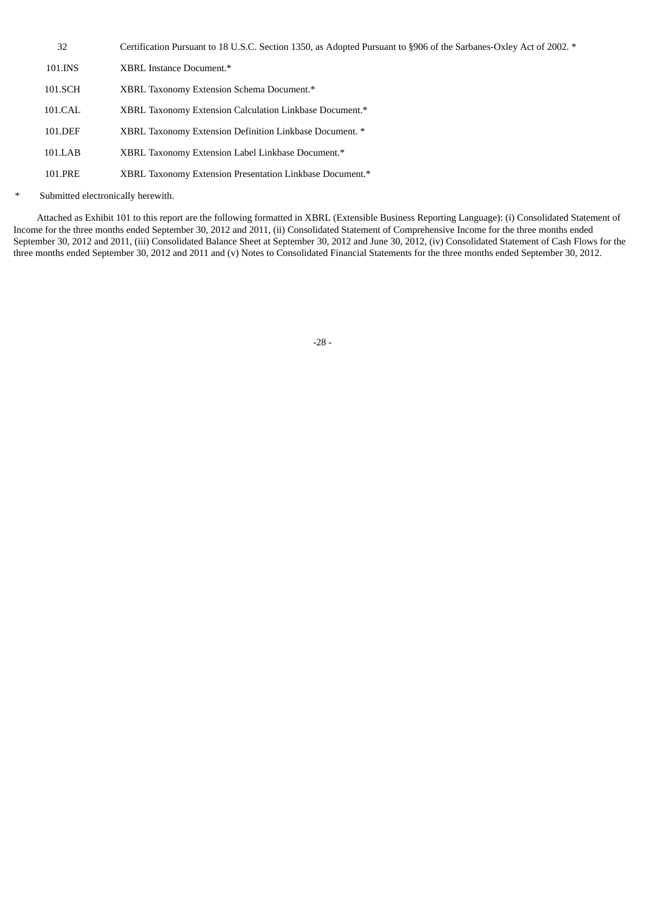| | |
|---|---|
| 32 | Certification Pursuant to 18 U.S.C. Section 1350, as Adopted Pursuant to §906 of the Sarbanes-Oxley Act of 2002. * |
| 101.INS | XBRL Instance Document.* |
| 101.SCH | XBRL Taxonomy Extension Schema Document.* |
| 101.CAL | XBRL Taxonomy Extension Calculation Linkbase Document.* |
| 101.DEF | XBRL Taxonomy Extension Definition Linkbase Document. * |
| 101.LAB | XBRL Taxonomy Extension Label Linkbase Document.* |
| 101.PRE | XBRL Taxonomy Extension Presentation Linkbase Document.* |

\* Submitted electronically herewith.

Attached as Exhibit 101 to this report are the following formatted in XBRL (Extensible Business Reporting Language): (i) Consolidated Statement of Income for the three months ended September 30, 2012 and 2011, (ii) Consolidated Statement of Comprehensive Income for the three months ended September 30, 2012 and 2011, (iii) Consolidated Balance Sheet at September 30, 2012 and June 30, 2012, (iv) Consolidated Statement of Cash Flows for the three months ended September 30, 2012 and 2011 and (v) Notes to Consolidated Financial Statements for the three months ended September 30, 2012.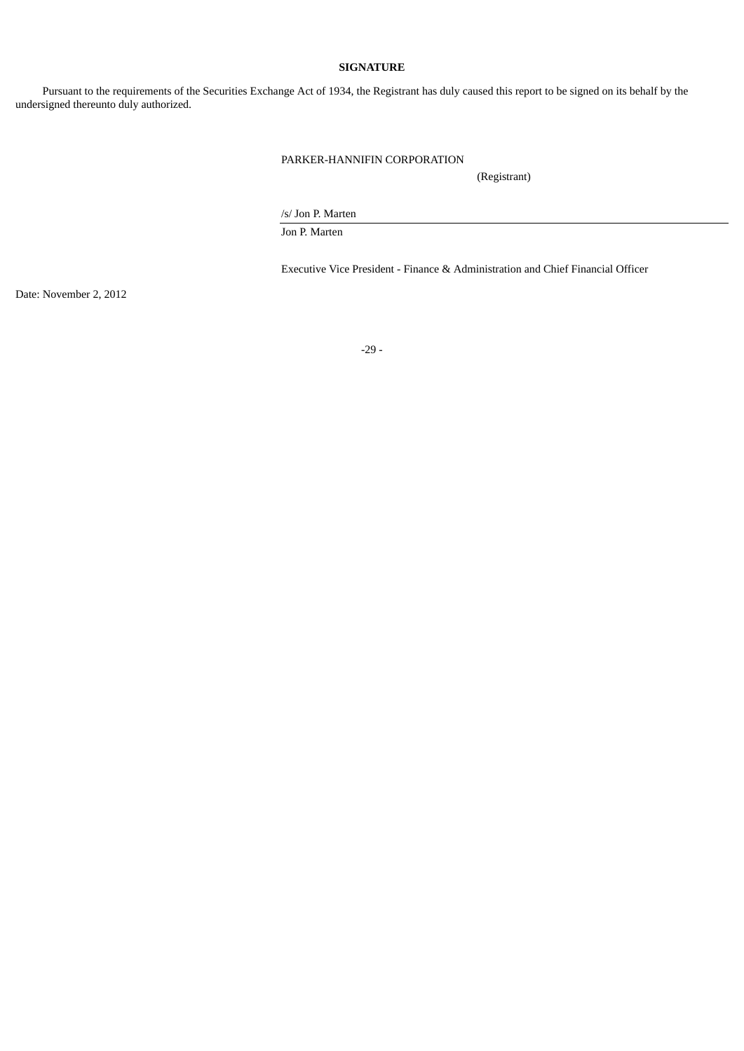**SIGNATURE**

Pursuant to the requirements of the Securities Exchange Act of 1934, the Registrant has duly caused this report to be signed on its behalf by the undersigned thereunto duly authorized.

PARKER-HANNIFIN CORPORATION

(Registrant)

/s/ Jon P. Marten

Jon P. Marten

Executive Vice President - Finance & Administration and Chief Financial Officer

Date: November 2, 2012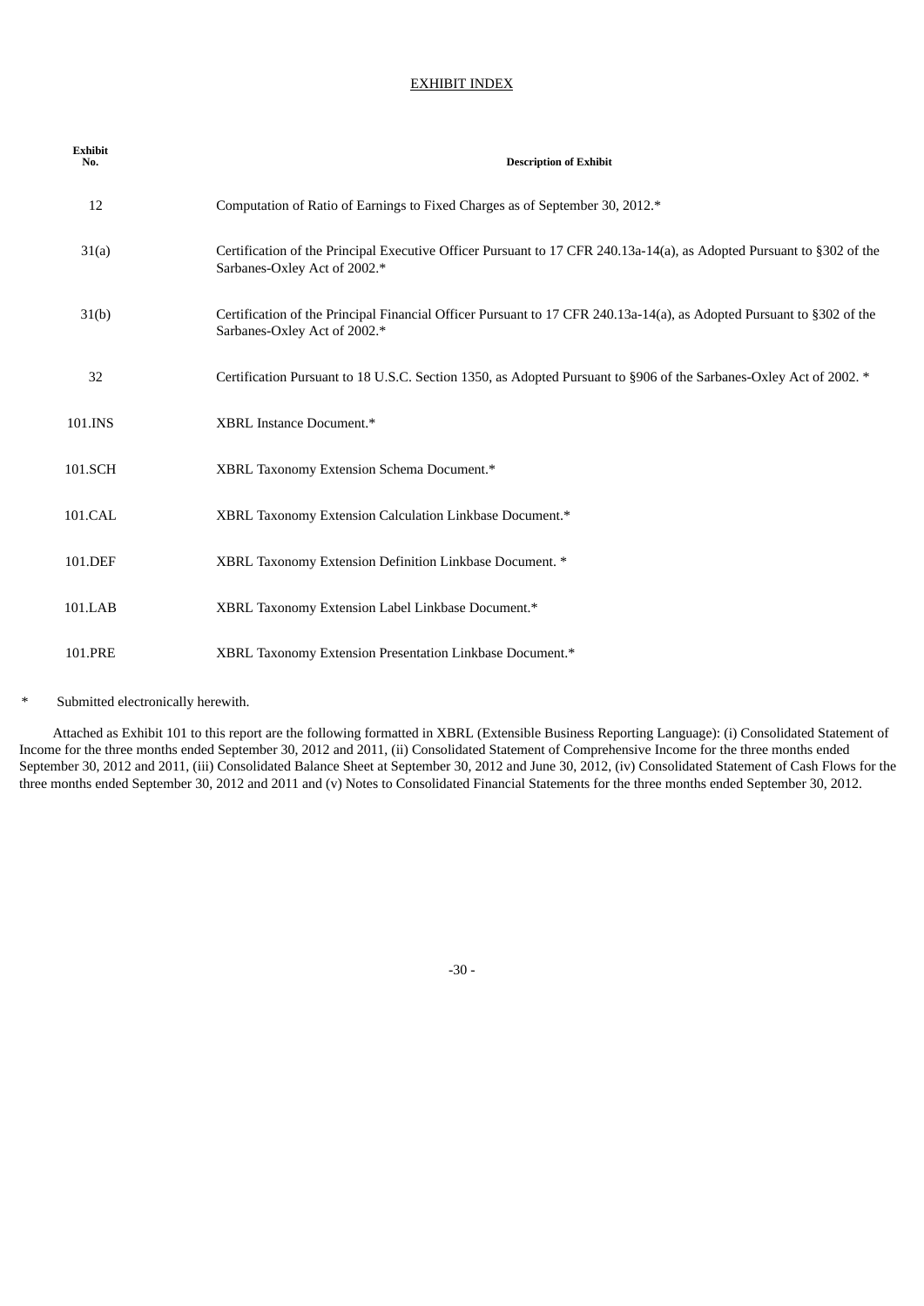# EXHIBIT INDEX

| Exhibit No. | Description of Exhibit |
|---|---|
| 12 | Computation of Ratio of Earnings to Fixed Charges as of September 30, 2012.* |
| 31(a) | Certification of the Principal Executive Officer Pursuant to 17 CFR 240.13a-14(a), as Adopted Pursuant to §302 of the Sarbanes-Oxley Act of 2002.* |
| 31(b) | Certification of the Principal Financial Officer Pursuant to 17 CFR 240.13a-14(a), as Adopted Pursuant to §302 of the Sarbanes-Oxley Act of 2002.* |
| 32 | Certification Pursuant to 18 U.S.C. Section 1350, as Adopted Pursuant to §906 of the Sarbanes-Oxley Act of 2002. * |
| 101.INS | XBRL Instance Document.* |
| 101.SCH | XBRL Taxonomy Extension Schema Document.* |
| 101.CAL | XBRL Taxonomy Extension Calculation Linkbase Document.* |
| 101.DEF | XBRL Taxonomy Extension Definition Linkbase Document. * |
| 101.LAB | XBRL Taxonomy Extension Label Linkbase Document.* |
| 101.PRE | XBRL Taxonomy Extension Presentation Linkbase Document.* |

\* Submitted electronically herewith.

Attached as Exhibit 101 to this report are the following formatted in XBRL (Extensible Business Reporting Language): (i) Consolidated Statement of Income for the three months ended September 30, 2012 and 2011, (ii) Consolidated Statement of Comprehensive Income for the three months ended September 30, 2012 and 2011, (iii) Consolidated Balance Sheet at September 30, 2012 and June 30, 2012, (iv) Consolidated Statement of Cash Flows for the three months ended September 30, 2012 and 2011 and (v) Notes to Consolidated Financial Statements for the three months ended September 30, 2012.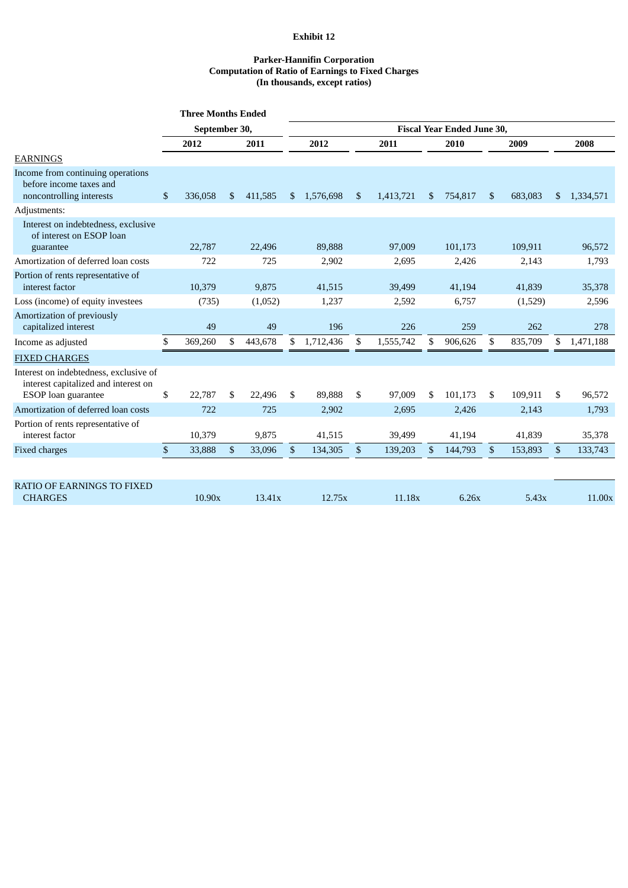**Exhibit 12**

**Parker-Hannifin Corporation**
**Computation of Ratio of Earnings to Fixed Charges**
**(In thousands, except ratios)**

| | Three Months Ended September 30, | | Fiscal Year Ended June 30, | | | | |
|---|---|---|---|---|---|---|---|
| | **2012** | **2011** | **2012** | **2011** | **2010** | **2009** | **2008** |
| EARNINGS | | | | | | | |
| Income from continuing operations before income taxes and noncontrolling interests | $ 336,058 | $ 411,585 | $ 1,576,698 | $ 1,413,721 | $ 754,817 | $ 683,083 | $ 1,334,571 |
| Adjustments: | | | | | | | |
| Interest on indebtedness, exclusive of interest on ESOP loan guarantee | 22,787 | 22,496 | 89,888 | 97,009 | 101,173 | 109,911 | 96,572 |
| Amortization of deferred loan costs | 722 | 725 | 2,902 | 2,695 | 2,426 | 2,143 | 1,793 |
| Portion of rents representative of interest factor | 10,379 | 9,875 | 41,515 | 39,499 | 41,194 | 41,839 | 35,378 |
| Loss (income) of equity investees | (735) | (1,052) | 1,237 | 2,592 | 6,757 | (1,529) | 2,596 |
| Amortization of previously capitalized interest | 49 | 49 | 196 | 226 | 259 | 262 | 278 |
| Income as adjusted | $ 369,260 | $ 443,678 | $ 1,712,436 | $ 1,555,742 | $ 906,626 | $ 835,709 | $ 1,471,188 |
| FIXED CHARGES | | | | | | | |
| Interest on indebtedness, exclusive of interest capitalized and interest on ESOP loan guarantee | $ 22,787 | $ 22,496 | $ 89,888 | $ 97,009 | $ 101,173 | $ 109,911 | $ 96,572 |
| Amortization of deferred loan costs | 722 | 725 | 2,902 | 2,695 | 2,426 | 2,143 | 1,793 |
| Portion of rents representative of interest factor | 10,379 | 9,875 | 41,515 | 39,499 | 41,194 | 41,839 | 35,378 |
| Fixed charges | $ 33,888 | $ 33,096 | $ 134,305 | $ 139,203 | $ 144,793 | $ 153,893 | $ 133,743 |
| | | | | | | | |
| RATIO OF EARNINGS TO FIXED CHARGES | 10.90x | 13.41x | 12.75x | 11.18x | 6.26x | 5.43x | 11.00x |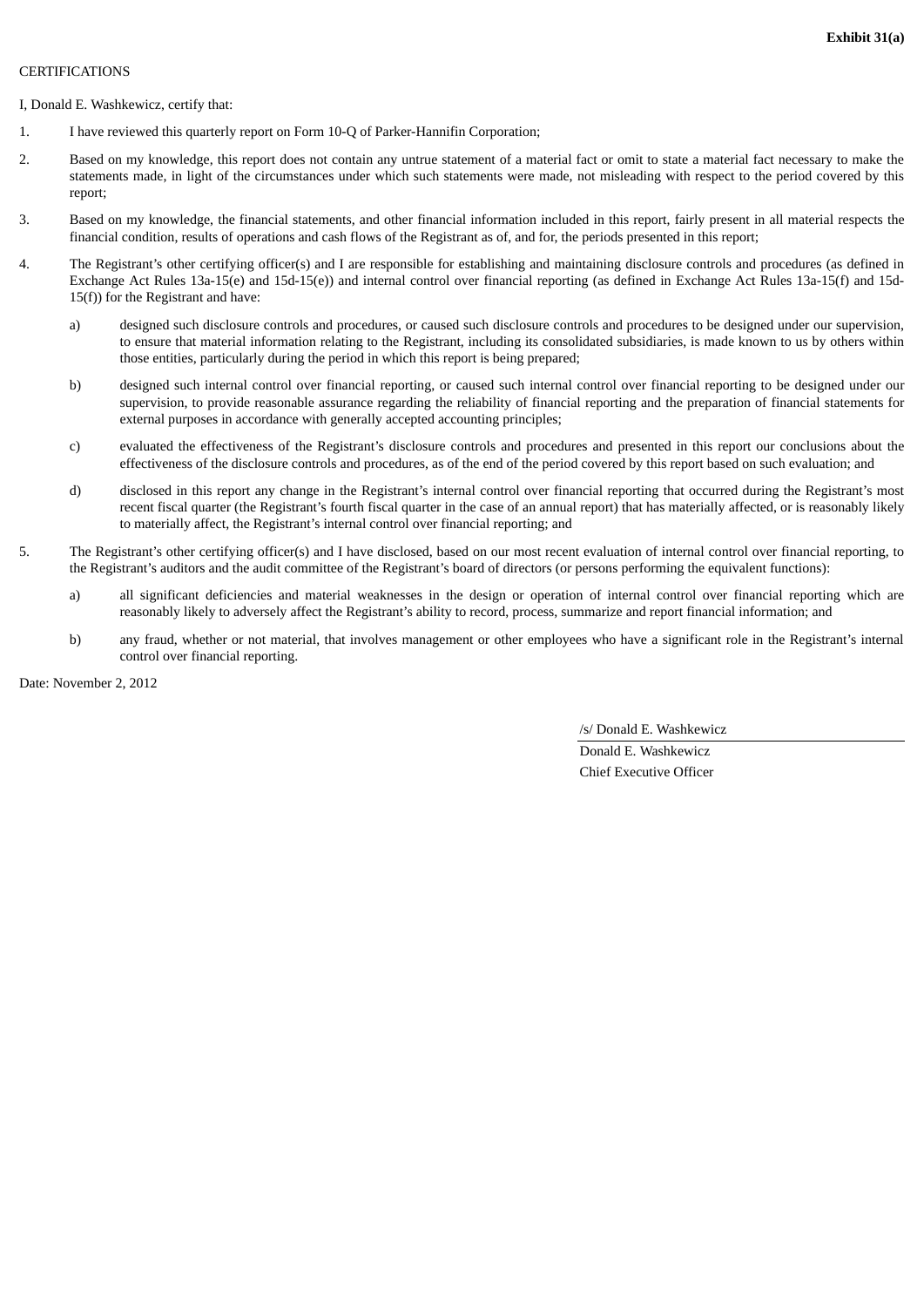**Exhibit 31(a)**

CERTIFICATIONS

I, Donald E. Washkewicz, certify that:

1. I have reviewed this quarterly report on Form 10-Q of Parker-Hannifin Corporation;

2. Based on my knowledge, this report does not contain any untrue statement of a material fact or omit to state a material fact necessary to make the statements made, in light of the circumstances under which such statements were made, not misleading with respect to the period covered by this report;

3. Based on my knowledge, the financial statements, and other financial information included in this report, fairly present in all material respects the financial condition, results of operations and cash flows of the Registrant as of, and for, the periods presented in this report;

4. The Registrant's other certifying officer(s) and I are responsible for establishing and maintaining disclosure controls and procedures (as defined in Exchange Act Rules 13a-15(e) and 15d-15(e)) and internal control over financial reporting (as defined in Exchange Act Rules 13a-15(f) and 15d-15(f)) for the Registrant and have:

   a) designed such disclosure controls and procedures, or caused such disclosure controls and procedures to be designed under our supervision, to ensure that material information relating to the Registrant, including its consolidated subsidiaries, is made known to us by others within those entities, particularly during the period in which this report is being prepared;

   b) designed such internal control over financial reporting, or caused such internal control over financial reporting to be designed under our supervision, to provide reasonable assurance regarding the reliability of financial reporting and the preparation of financial statements for external purposes in accordance with generally accepted accounting principles;

   c) evaluated the effectiveness of the Registrant's disclosure controls and procedures and presented in this report our conclusions about the effectiveness of the disclosure controls and procedures, as of the end of the period covered by this report based on such evaluation; and

   d) disclosed in this report any change in the Registrant's internal control over financial reporting that occurred during the Registrant's most recent fiscal quarter (the Registrant's fourth fiscal quarter in the case of an annual report) that has materially affected, or is reasonably likely to materially affect, the Registrant's internal control over financial reporting; and

5. The Registrant's other certifying officer(s) and I have disclosed, based on our most recent evaluation of internal control over financial reporting, to the Registrant's auditors and the audit committee of the Registrant's board of directors (or persons performing the equivalent functions):

   a) all significant deficiencies and material weaknesses in the design or operation of internal control over financial reporting which are reasonably likely to adversely affect the Registrant's ability to record, process, summarize and report financial information; and

   b) any fraud, whether or not material, that involves management or other employees who have a significant role in the Registrant's internal control over financial reporting.

Date: November 2, 2012

/s/ Donald E. Washkewicz

Donald E. Washkewicz

Chief Executive Officer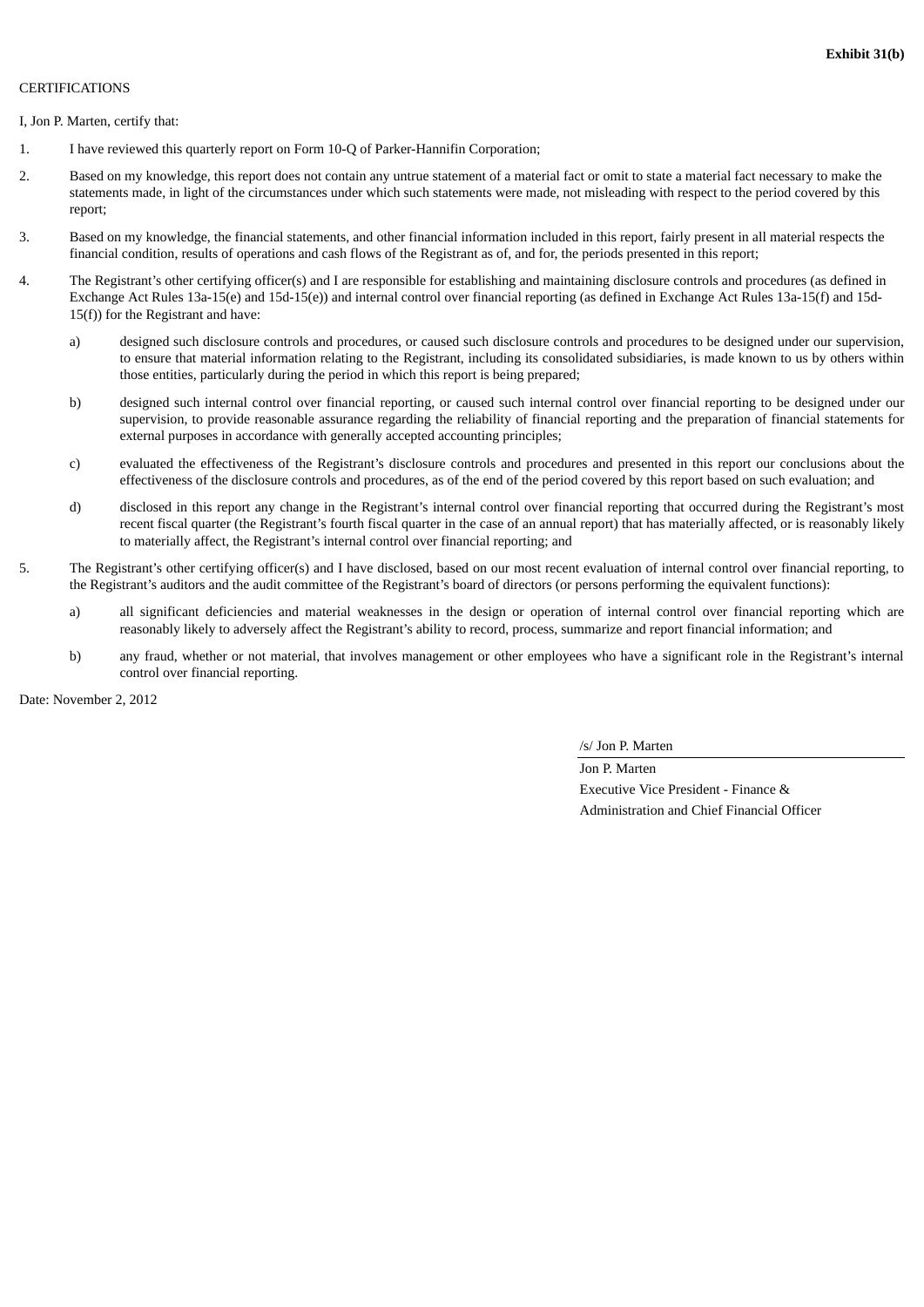**Exhibit 31(b)**

CERTIFICATIONS

I, Jon P. Marten, certify that:

1. I have reviewed this quarterly report on Form 10-Q of Parker-Hannifin Corporation;

2. Based on my knowledge, this report does not contain any untrue statement of a material fact or omit to state a material fact necessary to make the statements made, in light of the circumstances under which such statements were made, not misleading with respect to the period covered by this report;

3. Based on my knowledge, the financial statements, and other financial information included in this report, fairly present in all material respects the financial condition, results of operations and cash flows of the Registrant as of, and for, the periods presented in this report;

4. The Registrant's other certifying officer(s) and I are responsible for establishing and maintaining disclosure controls and procedures (as defined in Exchange Act Rules 13a-15(e) and 15d-15(e)) and internal control over financial reporting (as defined in Exchange Act Rules 13a-15(f) and 15d-15(f)) for the Registrant and have:

   a) designed such disclosure controls and procedures, or caused such disclosure controls and procedures to be designed under our supervision, to ensure that material information relating to the Registrant, including its consolidated subsidiaries, is made known to us by others within those entities, particularly during the period in which this report is being prepared;

   b) designed such internal control over financial reporting, or caused such internal control over financial reporting to be designed under our supervision, to provide reasonable assurance regarding the reliability of financial reporting and the preparation of financial statements for external purposes in accordance with generally accepted accounting principles;

   c) evaluated the effectiveness of the Registrant's disclosure controls and procedures and presented in this report our conclusions about the effectiveness of the disclosure controls and procedures, as of the end of the period covered by this report based on such evaluation; and

   d) disclosed in this report any change in the Registrant's internal control over financial reporting that occurred during the Registrant's most recent fiscal quarter (the Registrant's fourth fiscal quarter in the case of an annual report) that has materially affected, or is reasonably likely to materially affect, the Registrant's internal control over financial reporting; and

5. The Registrant's other certifying officer(s) and I have disclosed, based on our most recent evaluation of internal control over financial reporting, to the Registrant's auditors and the audit committee of the Registrant's board of directors (or persons performing the equivalent functions):

   a) all significant deficiencies and material weaknesses in the design or operation of internal control over financial reporting which are reasonably likely to adversely affect the Registrant's ability to record, process, summarize and report financial information; and

   b) any fraud, whether or not material, that involves management or other employees who have a significant role in the Registrant's internal control over financial reporting.

Date: November 2, 2012

/s/ Jon P. Marten

Jon P. Marten
Executive Vice President - Finance & Administration and Chief Financial Officer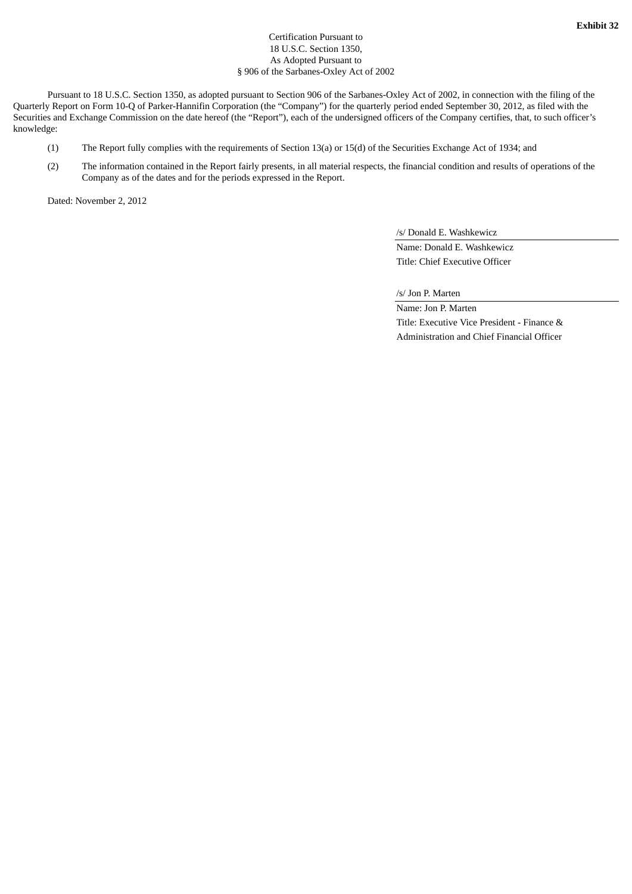**Exhibit 32**

Certification Pursuant to
18 U.S.C. Section 1350,
As Adopted Pursuant to
§ 906 of the Sarbanes-Oxley Act of 2002

Pursuant to 18 U.S.C. Section 1350, as adopted pursuant to Section 906 of the Sarbanes-Oxley Act of 2002, in connection with the filing of the Quarterly Report on Form 10-Q of Parker-Hannifin Corporation (the "Company") for the quarterly period ended September 30, 2012, as filed with the Securities and Exchange Commission on the date hereof (the "Report"), each of the undersigned officers of the Company certifies, that, to such officer's knowledge:

(1) The Report fully complies with the requirements of Section 13(a) or 15(d) of the Securities Exchange Act of 1934; and

(2) The information contained in the Report fairly presents, in all material respects, the financial condition and results of operations of the Company as of the dates and for the periods expressed in the Report.

Dated: November 2, 2012

/s/ Donald E. Washkewicz
Name: Donald E. Washkewicz
Title: Chief Executive Officer

/s/ Jon P. Marten
Name: Jon P. Marten
Title: Executive Vice President - Finance & Administration and Chief Financial Officer